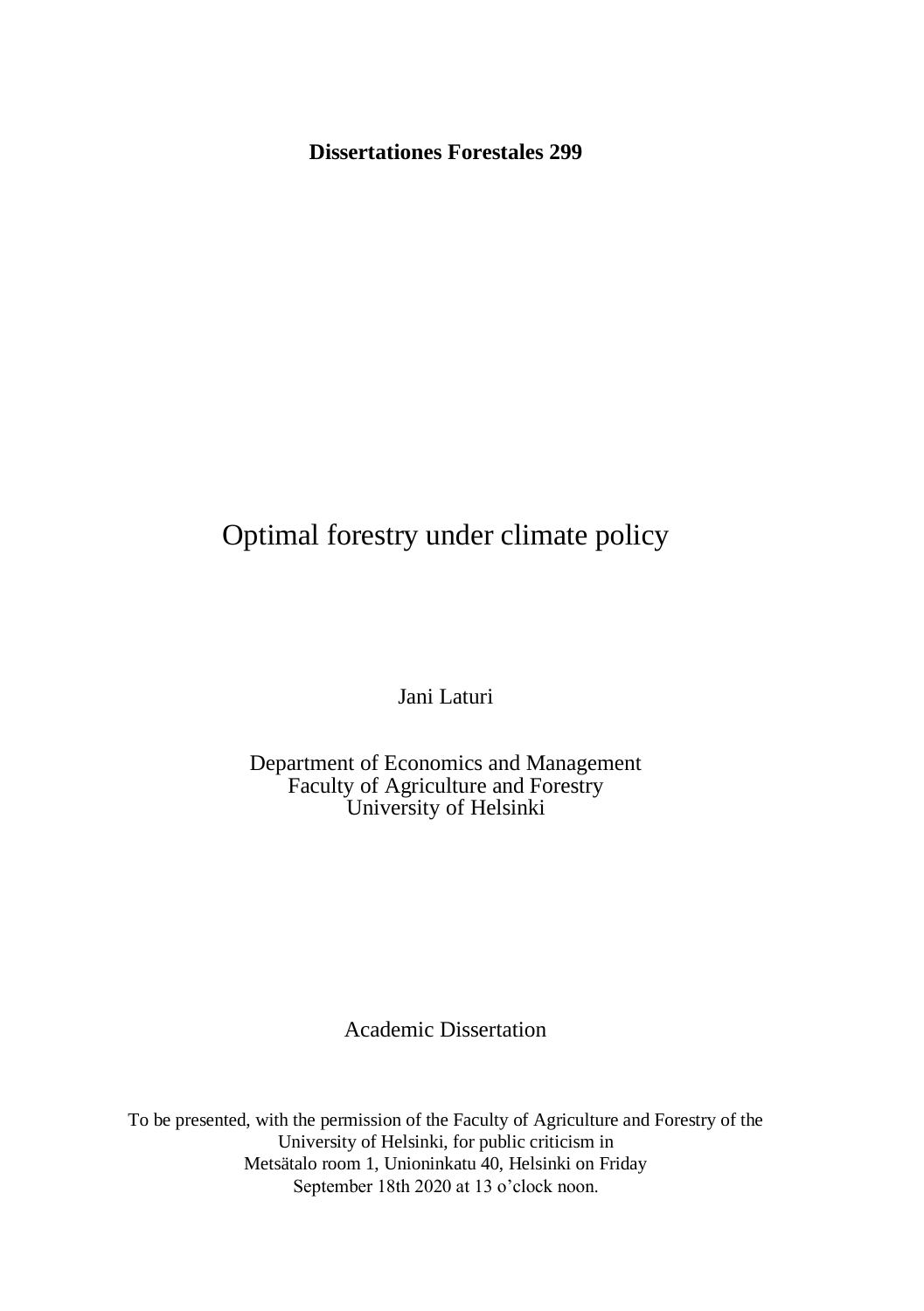**Dissertationes Forestales 299**

# Optimal forestry under climate policy

Jani Laturi

Department of Economics and Management
Faculty of Agriculture and Forestry
University of Helsinki

Academic Dissertation

To be presented, with the permission of the Faculty of Agriculture and Forestry of the University of Helsinki, for public criticism in Metsätalo room 1, Unioninkatu 40, Helsinki on Friday September 18th 2020 at 13 o'clock noon.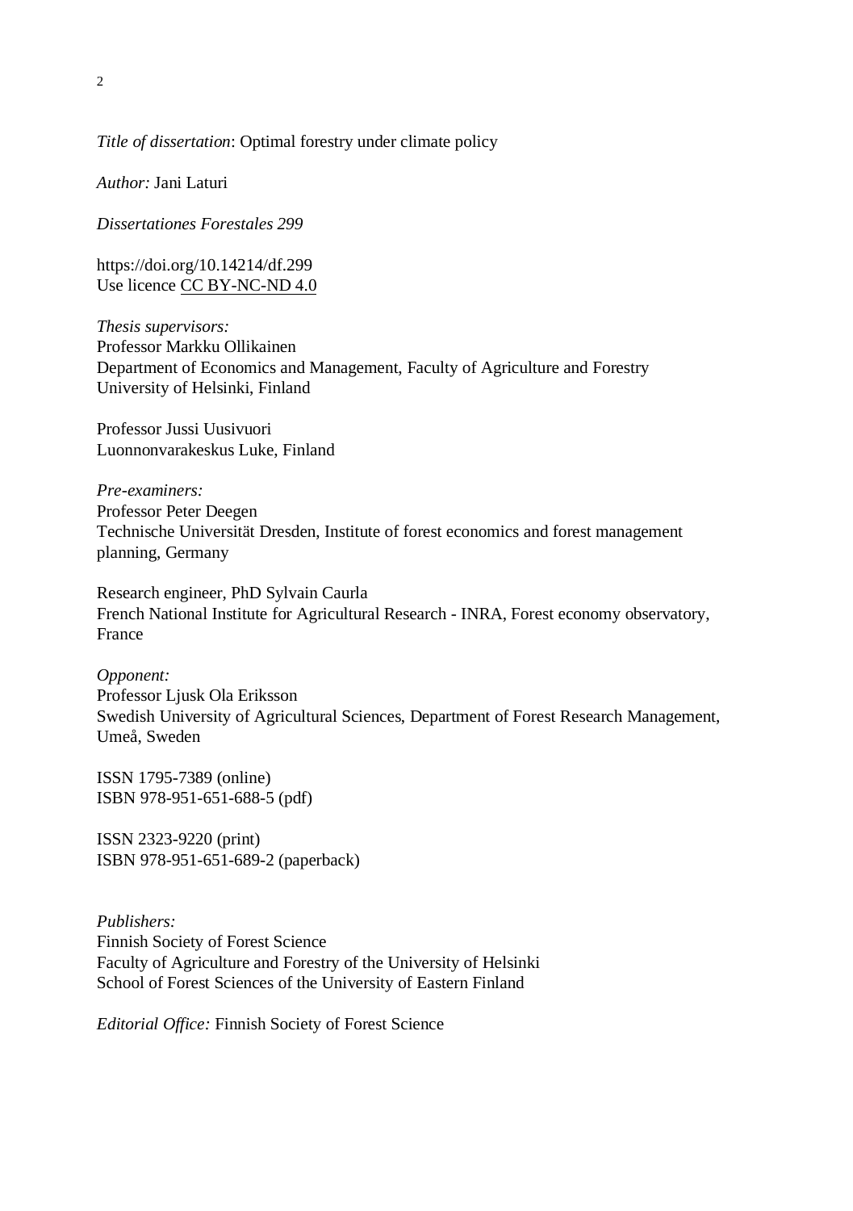*Title of dissertation*: Optimal forestry under climate policy

*Author:* Jani Laturi

*Dissertationes Forestales 299*

https://doi.org/10.14214/df.299
Use licence CC BY-NC-ND 4.0

*Thesis supervisors:*
Professor Markku Ollikainen
Department of Economics and Management, Faculty of Agriculture and Forestry
University of Helsinki, Finland

Professor Jussi Uusivuori
Luonnonvarakeskus Luke, Finland

*Pre-examiners:*
Professor Peter Deegen
Technische Universität Dresden, Institute of forest economics and forest management planning, Germany

Research engineer, PhD Sylvain Caurla
French National Institute for Agricultural Research - INRA, Forest economy observatory, France

*Opponent:*
Professor Ljusk Ola Eriksson
Swedish University of Agricultural Sciences, Department of Forest Research Management, Umeå, Sweden

ISSN 1795-7389 (online)
ISBN 978-951-651-688-5 (pdf)

ISSN 2323-9220 (print)
ISBN 978-951-651-689-2 (paperback)

*Publishers:*
Finnish Society of Forest Science
Faculty of Agriculture and Forestry of the University of Helsinki
School of Forest Sciences of the University of Eastern Finland

*Editorial Office:* Finnish Society of Forest Science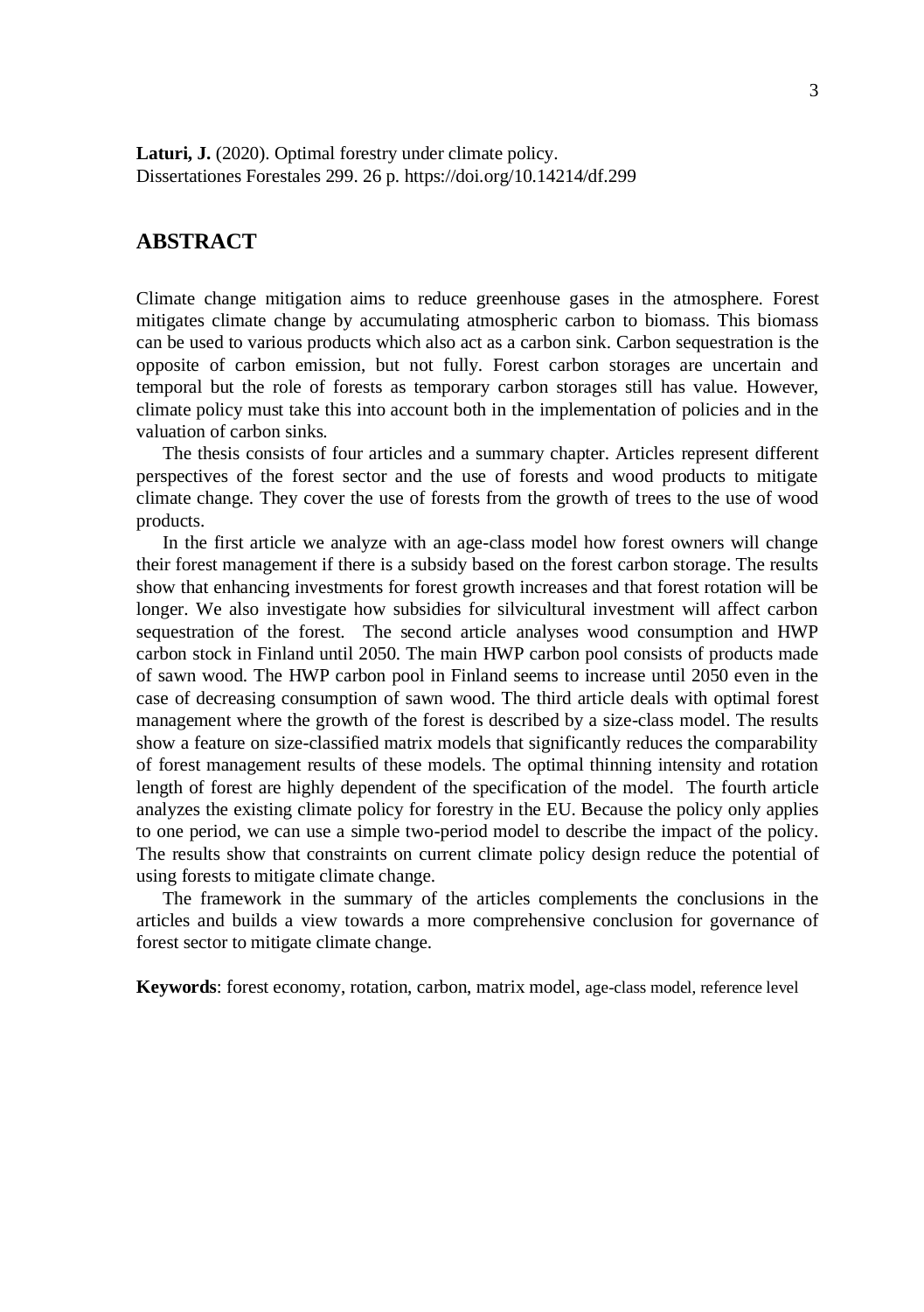**Laturi, J.** (2020). Optimal forestry under climate policy.
Dissertationes Forestales 299. 26 p. https://doi.org/10.14214/df.299

## ABSTRACT

Climate change mitigation aims to reduce greenhouse gases in the atmosphere. Forest mitigates climate change by accumulating atmospheric carbon to biomass. This biomass can be used to various products which also act as a carbon sink. Carbon sequestration is the opposite of carbon emission, but not fully. Forest carbon storages are uncertain and temporal but the role of forests as temporary carbon storages still has value. However, climate policy must take this into account both in the implementation of policies and in the valuation of carbon sinks.

The thesis consists of four articles and a summary chapter. Articles represent different perspectives of the forest sector and the use of forests and wood products to mitigate climate change. They cover the use of forests from the growth of trees to the use of wood products.

In the first article we analyze with an age-class model how forest owners will change their forest management if there is a subsidy based on the forest carbon storage. The results show that enhancing investments for forest growth increases and that forest rotation will be longer. We also investigate how subsidies for silvicultural investment will affect carbon sequestration of the forest. The second article analyses wood consumption and HWP carbon stock in Finland until 2050. The main HWP carbon pool consists of products made of sawn wood. The HWP carbon pool in Finland seems to increase until 2050 even in the case of decreasing consumption of sawn wood. The third article deals with optimal forest management where the growth of the forest is described by a size-class model. The results show a feature on size-classified matrix models that significantly reduces the comparability of forest management results of these models. The optimal thinning intensity and rotation length of forest are highly dependent of the specification of the model. The fourth article analyzes the existing climate policy for forestry in the EU. Because the policy only applies to one period, we can use a simple two-period model to describe the impact of the policy. The results show that constraints on current climate policy design reduce the potential of using forests to mitigate climate change.

The framework in the summary of the articles complements the conclusions in the articles and builds a view towards a more comprehensive conclusion for governance of forest sector to mitigate climate change.

**Keywords**: forest economy, rotation, carbon, matrix model, age-class model, reference level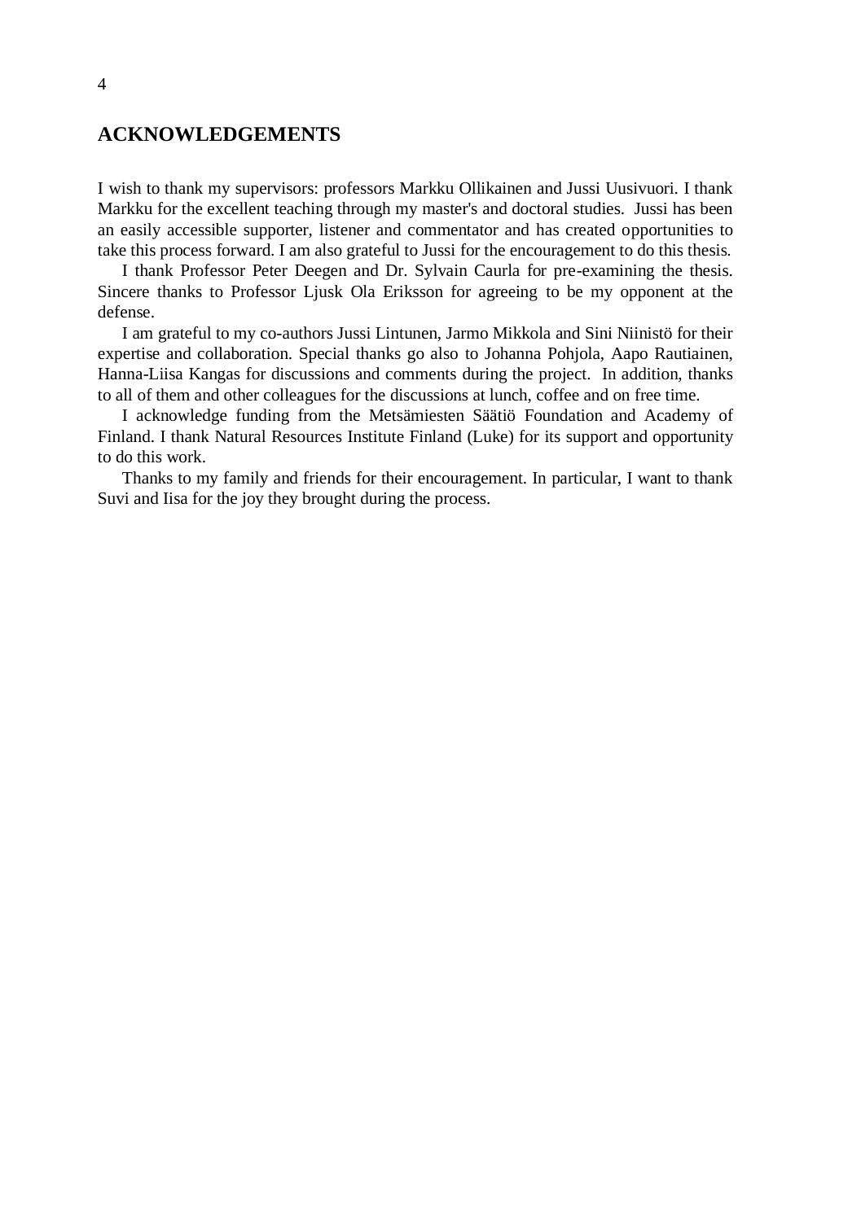# ACKNOWLEDGEMENTS

I wish to thank my supervisors: professors Markku Ollikainen and Jussi Uusivuori. I thank Markku for the excellent teaching through my master's and doctoral studies. Jussi has been an easily accessible supporter, listener and commentator and has created opportunities to take this process forward. I am also grateful to Jussi for the encouragement to do this thesis.

I thank Professor Peter Deegen and Dr. Sylvain Caurla for pre-examining the thesis. Sincere thanks to Professor Ljusk Ola Eriksson for agreeing to be my opponent at the defense.

I am grateful to my co-authors Jussi Lintunen, Jarmo Mikkola and Sini Niinistö for their expertise and collaboration. Special thanks go also to Johanna Pohjola, Aapo Rautiainen, Hanna-Liisa Kangas for discussions and comments during the project. In addition, thanks to all of them and other colleagues for the discussions at lunch, coffee and on free time.

I acknowledge funding from the Metsämiesten Säätiö Foundation and Academy of Finland. I thank Natural Resources Institute Finland (Luke) for its support and opportunity to do this work.

Thanks to my family and friends for their encouragement. In particular, I want to thank Suvi and Iisa for the joy they brought during the process.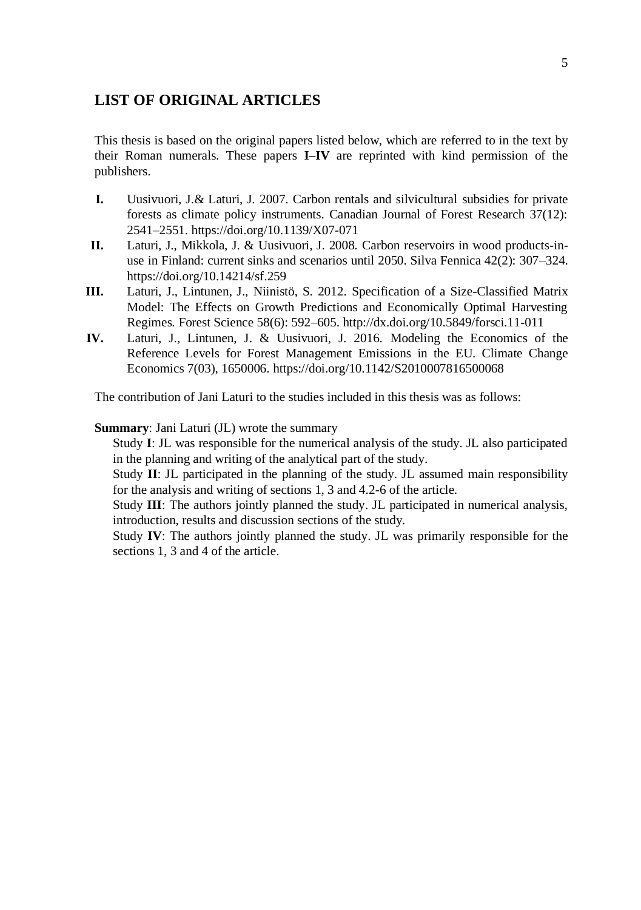## LIST OF ORIGINAL ARTICLES

This thesis is based on the original papers listed below, which are referred to in the text by their Roman numerals. These papers **I–IV** are reprinted with kind permission of the publishers.

- **I.** Uusivuori, J.& Laturi, J. 2007. Carbon rentals and silvicultural subsidies for private forests as climate policy instruments. Canadian Journal of Forest Research 37(12): 2541–2551. https://doi.org/10.1139/X07-071
- **II.** Laturi, J., Mikkola, J. & Uusivuori, J. 2008. Carbon reservoirs in wood products-in-use in Finland: current sinks and scenarios until 2050. Silva Fennica 42(2): 307–324. https://doi.org/10.14214/sf.259
- **III.** Laturi, J., Lintunen, J., Niinistö, S. 2012. Specification of a Size-Classified Matrix Model: The Effects on Growth Predictions and Economically Optimal Harvesting Regimes. Forest Science 58(6): 592–605. http://dx.doi.org/10.5849/forsci.11-011
- **IV.** Laturi, J., Lintunen, J. & Uusivuori, J. 2016. Modeling the Economics of the Reference Levels for Forest Management Emissions in the EU. Climate Change Economics 7(03), 1650006. https://doi.org/10.1142/S2010007816500068

The contribution of Jani Laturi to the studies included in this thesis was as follows:

**Summary**: Jani Laturi (JL) wrote the summary

Study **I**: JL was responsible for the numerical analysis of the study. JL also participated in the planning and writing of the analytical part of the study.

Study **II**: JL participated in the planning of the study. JL assumed main responsibility for the analysis and writing of sections 1, 3 and 4.2-6 of the article.

Study **III**: The authors jointly planned the study. JL participated in numerical analysis, introduction, results and discussion sections of the study.

Study **IV**: The authors jointly planned the study. JL was primarily responsible for the sections 1, 3 and 4 of the article.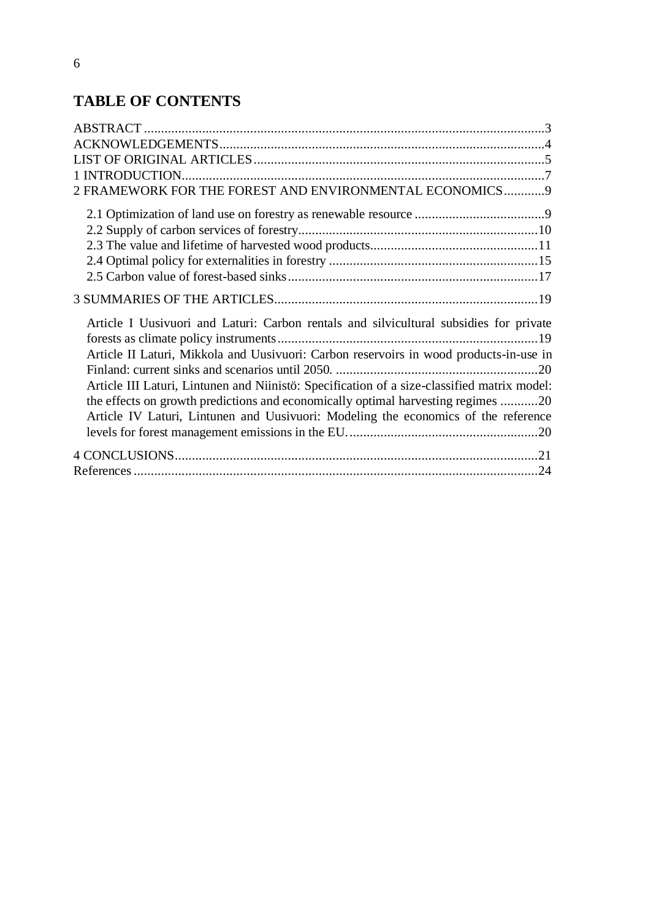# TABLE OF CONTENTS

ABSTRACT .....................................................................................................................3
ACKNOWLEDGEMENTS...............................................................................................4
LIST OF ORIGINAL ARTICLES .....................................................................................5
1 INTRODUCTION..........................................................................................................7
2 FRAMEWORK FOR THE FOREST AND ENVIRONMENTAL ECONOMICS............9

- 2.1 Optimization of land use on forestry as renewable resource ......................................9
- 2.2 Supply of carbon services of forestry......................................................................10
- 2.3 The value and lifetime of harvested wood products.................................................11
- 2.4 Optimal policy for externalities in forestry .............................................................15
- 2.5 Carbon value of forest-based sinks.........................................................................17

3 SUMMARIES OF THE ARTICLES.............................................................................19

- Article I Uusivuori and Laturi: Carbon rentals and silvicultural subsidies for private forests as climate policy instruments............................................................................19
- Article II Laturi, Mikkola and Uusivuori: Carbon reservoirs in wood products-in-use in Finland: current sinks and scenarios until 2050. ...........................................................20
- Article III Laturi, Lintunen and Niinistö: Specification of a size-classified matrix model: the effects on growth predictions and economically optimal harvesting regimes ...........20
- Article IV Laturi, Lintunen and Uusivuori: Modeling the economics of the reference levels for forest management emissions in the EU. .......................................................20

4 CONCLUSIONS.........................................................................................................21
References .....................................................................................................................24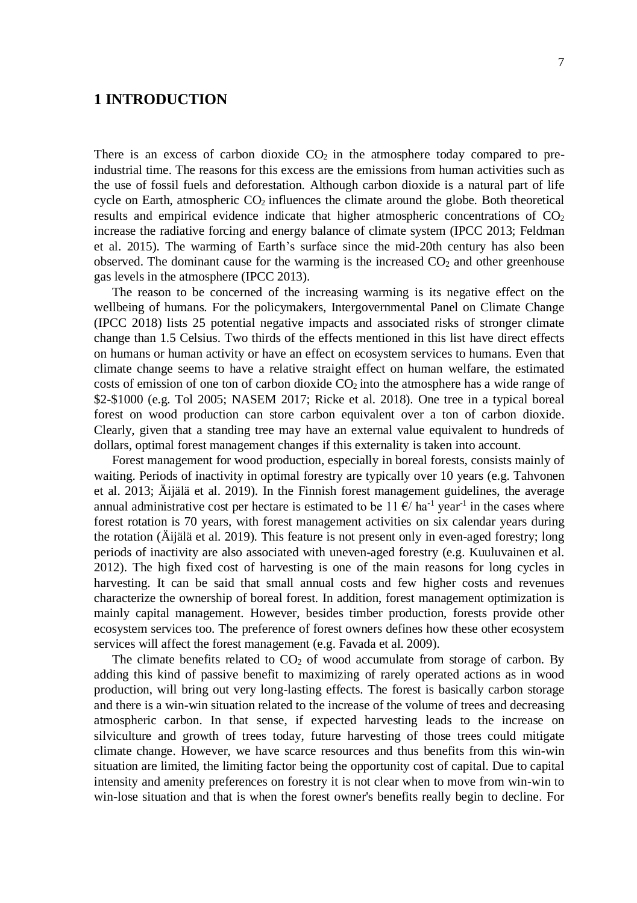# 1 INTRODUCTION

There is an excess of carbon dioxide $CO_2$ in the atmosphere today compared to pre-industrial time. The reasons for this excess are the emissions from human activities such as the use of fossil fuels and deforestation. Although carbon dioxide is a natural part of life cycle on Earth, atmospheric $CO_2$ influences the climate around the globe. Both theoretical results and empirical evidence indicate that higher atmospheric concentrations of $CO_2$ increase the radiative forcing and energy balance of climate system (IPCC 2013; Feldman et al. 2015). The warming of Earth's surface since the mid-20th century has also been observed. The dominant cause for the warming is the increased $CO_2$ and other greenhouse gas levels in the atmosphere (IPCC 2013).

The reason to be concerned of the increasing warming is its negative effect on the wellbeing of humans. For the policymakers, Intergovernmental Panel on Climate Change (IPCC 2018) lists 25 potential negative impacts and associated risks of stronger climate change than 1.5 Celsius. Two thirds of the effects mentioned in this list have direct effects on humans or human activity or have an effect on ecosystem services to humans. Even that climate change seems to have a relative straight effect on human welfare, the estimated costs of emission of one ton of carbon dioxide $CO_2$ into the atmosphere has a wide range of \$2-\$1000 (e.g. Tol 2005; NASEM 2017; Ricke et al. 2018). One tree in a typical boreal forest on wood production can store carbon equivalent over a ton of carbon dioxide. Clearly, given that a standing tree may have an external value equivalent to hundreds of dollars, optimal forest management changes if this externality is taken into account.

Forest management for wood production, especially in boreal forests, consists mainly of waiting. Periods of inactivity in optimal forestry are typically over 10 years (e.g. Tahvonen et al. 2013; Äijälä et al. 2019). In the Finnish forest management guidelines, the average annual administrative cost per hectare is estimated to be 11 €/ $ha^{-1}$ $year^{-1}$ in the cases where forest rotation is 70 years, with forest management activities on six calendar years during the rotation (Äijälä et al. 2019). This feature is not present only in even-aged forestry; long periods of inactivity are also associated with uneven-aged forestry (e.g. Kuuluvainen et al. 2012). The high fixed cost of harvesting is one of the main reasons for long cycles in harvesting. It can be said that small annual costs and few higher costs and revenues characterize the ownership of boreal forest. In addition, forest management optimization is mainly capital management. However, besides timber production, forests provide other ecosystem services too. The preference of forest owners defines how these other ecosystem services will affect the forest management (e.g. Favada et al. 2009).

The climate benefits related to $CO_2$ of wood accumulate from storage of carbon. By adding this kind of passive benefit to maximizing of rarely operated actions as in wood production, will bring out very long-lasting effects. The forest is basically carbon storage and there is a win-win situation related to the increase of the volume of trees and decreasing atmospheric carbon. In that sense, if expected harvesting leads to the increase on silviculture and growth of trees today, future harvesting of those trees could mitigate climate change. However, we have scarce resources and thus benefits from this win-win situation are limited, the limiting factor being the opportunity cost of capital. Due to capital intensity and amenity preferences on forestry it is not clear when to move from win-win to win-lose situation and that is when the forest owner's benefits really begin to decline. For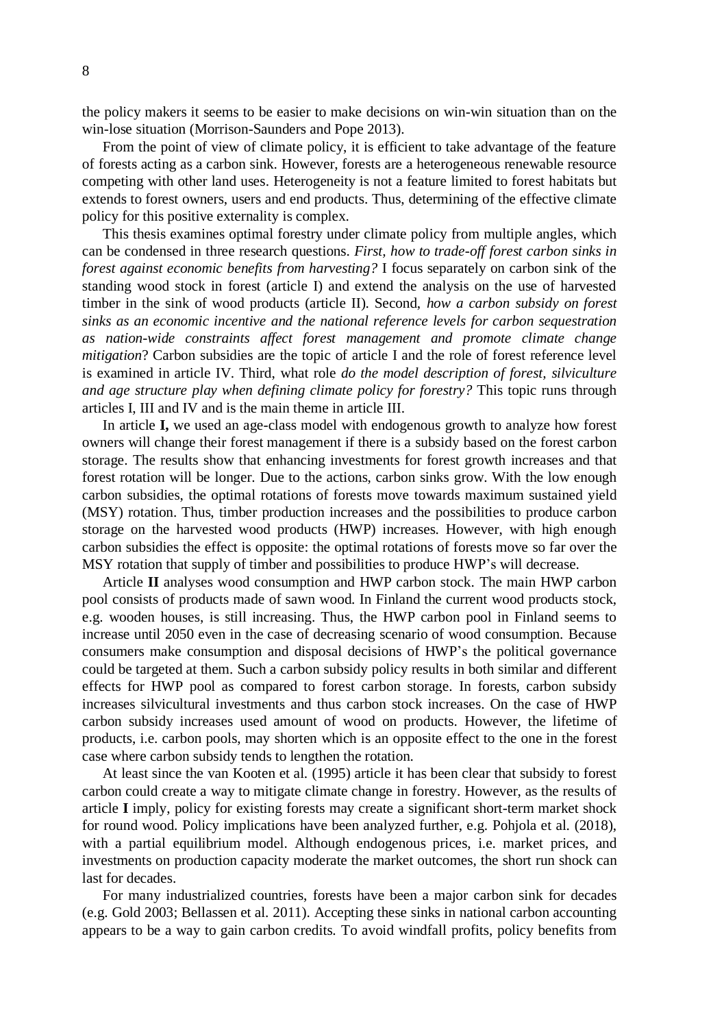the policy makers it seems to be easier to make decisions on win-win situation than on the win-lose situation (Morrison-Saunders and Pope 2013).

From the point of view of climate policy, it is efficient to take advantage of the feature of forests acting as a carbon sink. However, forests are a heterogeneous renewable resource competing with other land uses. Heterogeneity is not a feature limited to forest habitats but extends to forest owners, users and end products. Thus, determining of the effective climate policy for this positive externality is complex.

This thesis examines optimal forestry under climate policy from multiple angles, which can be condensed in three research questions. *First, how to trade-off forest carbon sinks in forest against economic benefits from harvesting?* I focus separately on carbon sink of the standing wood stock in forest (article I) and extend the analysis on the use of harvested timber in the sink of wood products (article II). Second, *how a carbon subsidy on forest sinks as an economic incentive and the national reference levels for carbon sequestration as nation-wide constraints affect forest management and promote climate change mitigation*? Carbon subsidies are the topic of article I and the role of forest reference level is examined in article IV. Third, what role *do the model description of forest, silviculture and age structure play when defining climate policy for forestry?* This topic runs through articles I, III and IV and is the main theme in article III.

In article **I,** we used an age-class model with endogenous growth to analyze how forest owners will change their forest management if there is a subsidy based on the forest carbon storage. The results show that enhancing investments for forest growth increases and that forest rotation will be longer. Due to the actions, carbon sinks grow. With the low enough carbon subsidies, the optimal rotations of forests move towards maximum sustained yield (MSY) rotation. Thus, timber production increases and the possibilities to produce carbon storage on the harvested wood products (HWP) increases. However, with high enough carbon subsidies the effect is opposite: the optimal rotations of forests move so far over the MSY rotation that supply of timber and possibilities to produce HWP's will decrease.

Article **II** analyses wood consumption and HWP carbon stock. The main HWP carbon pool consists of products made of sawn wood. In Finland the current wood products stock, e.g. wooden houses, is still increasing. Thus, the HWP carbon pool in Finland seems to increase until 2050 even in the case of decreasing scenario of wood consumption. Because consumers make consumption and disposal decisions of HWP's the political governance could be targeted at them. Such a carbon subsidy policy results in both similar and different effects for HWP pool as compared to forest carbon storage. In forests, carbon subsidy increases silvicultural investments and thus carbon stock increases. On the case of HWP carbon subsidy increases used amount of wood on products. However, the lifetime of products, i.e. carbon pools, may shorten which is an opposite effect to the one in the forest case where carbon subsidy tends to lengthen the rotation.

At least since the van Kooten et al. (1995) article it has been clear that subsidy to forest carbon could create a way to mitigate climate change in forestry. However, as the results of article **I** imply, policy for existing forests may create a significant short-term market shock for round wood. Policy implications have been analyzed further, e.g. Pohjola et al. (2018), with a partial equilibrium model. Although endogenous prices, i.e. market prices, and investments on production capacity moderate the market outcomes, the short run shock can last for decades.

For many industrialized countries, forests have been a major carbon sink for decades (e.g. Gold 2003; Bellassen et al. 2011). Accepting these sinks in national carbon accounting appears to be a way to gain carbon credits. To avoid windfall profits, policy benefits from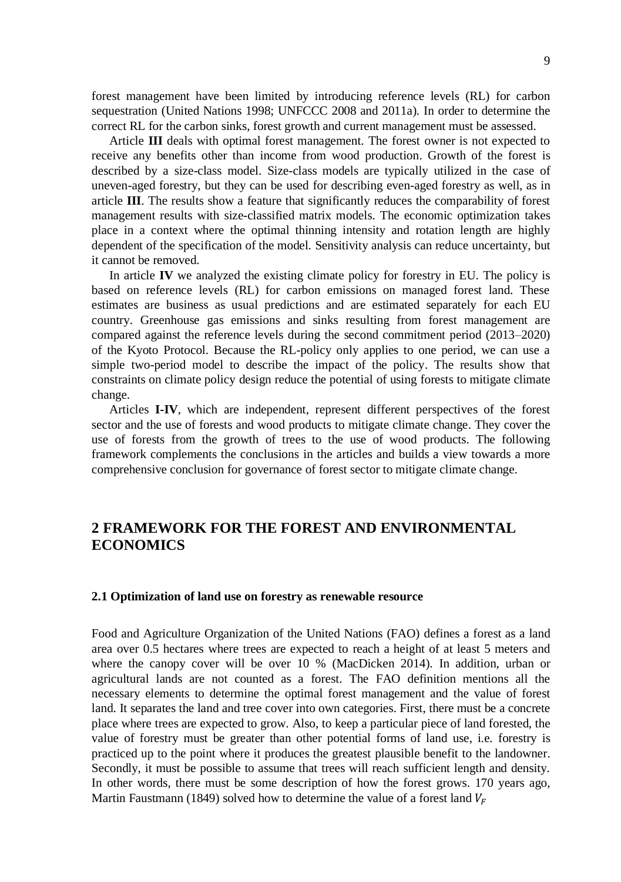forest management have been limited by introducing reference levels (RL) for carbon sequestration (United Nations 1998; UNFCCC 2008 and 2011a). In order to determine the correct RL for the carbon sinks, forest growth and current management must be assessed.

Article **III** deals with optimal forest management. The forest owner is not expected to receive any benefits other than income from wood production. Growth of the forest is described by a size-class model. Size-class models are typically utilized in the case of uneven-aged forestry, but they can be used for describing even-aged forestry as well, as in article **III**. The results show a feature that significantly reduces the comparability of forest management results with size-classified matrix models. The economic optimization takes place in a context where the optimal thinning intensity and rotation length are highly dependent of the specification of the model. Sensitivity analysis can reduce uncertainty, but it cannot be removed.

In article **IV** we analyzed the existing climate policy for forestry in EU. The policy is based on reference levels (RL) for carbon emissions on managed forest land. These estimates are business as usual predictions and are estimated separately for each EU country. Greenhouse gas emissions and sinks resulting from forest management are compared against the reference levels during the second commitment period (2013–2020) of the Kyoto Protocol. Because the RL-policy only applies to one period, we can use a simple two-period model to describe the impact of the policy. The results show that constraints on climate policy design reduce the potential of using forests to mitigate climate change.

Articles **I-IV**, which are independent, represent different perspectives of the forest sector and the use of forests and wood products to mitigate climate change. They cover the use of forests from the growth of trees to the use of wood products. The following framework complements the conclusions in the articles and builds a view towards a more comprehensive conclusion for governance of forest sector to mitigate climate change.

## 2 FRAMEWORK FOR THE FOREST AND ENVIRONMENTAL ECONOMICS

### 2.1 Optimization of land use on forestry as renewable resource

Food and Agriculture Organization of the United Nations (FAO) defines a forest as a land area over 0.5 hectares where trees are expected to reach a height of at least 5 meters and where the canopy cover will be over 10 % (MacDicken 2014). In addition, urban or agricultural lands are not counted as a forest. The FAO definition mentions all the necessary elements to determine the optimal forest management and the value of forest land. It separates the land and tree cover into own categories. First, there must be a concrete place where trees are expected to grow. Also, to keep a particular piece of land forested, the value of forestry must be greater than other potential forms of land use, i.e. forestry is practiced up to the point where it produces the greatest plausible benefit to the landowner. Secondly, it must be possible to assume that trees will reach sufficient length and density. In other words, there must be some description of how the forest grows. 170 years ago, Martin Faustmann (1849) solved how to determine the value of a forest land $V_F$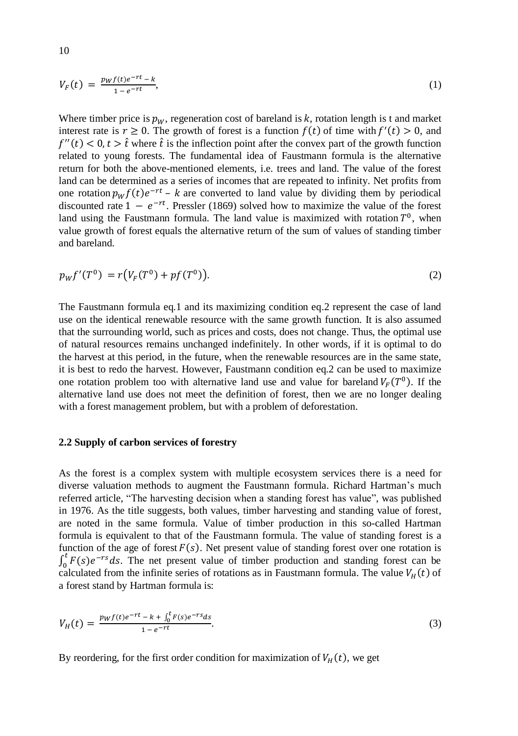$$V_F(t) = \frac{p_W f(t) e^{-rt} - k}{1 - e^{-rt}}, \tag{1}$$

Where timber price is $p_W$, regeneration cost of bareland is $k$, rotation length is t and market interest rate is $r \geq 0$. The growth of forest is a function $f(t)$ of time with $f'(t) > 0$, and $f''(t) < 0, t > \hat{t}$ where $\hat{t}$ is the inflection point after the convex part of the growth function related to young forests. The fundamental idea of Faustmann formula is the alternative return for both the above-mentioned elements, i.e. trees and land. The value of the forest land can be determined as a series of incomes that are repeated to infinity. Net profits from one rotation $p_W f(t) e^{-rt} - k$ are converted to land value by dividing them by periodical discounted rate $1 - e^{-rt}$. Pressler (1869) solved how to maximize the value of the forest land using the Faustmann formula. The land value is maximized with rotation $T^0$, when value growth of forest equals the alternative return of the sum of values of standing timber and bareland.

$$p_W f'(T^0) = r\big(V_F(T^0) + pf(T^0)\big). \tag{2}$$

The Faustmann formula eq.1 and its maximizing condition eq.2 represent the case of land use on the identical renewable resource with the same growth function. It is also assumed that the surrounding world, such as prices and costs, does not change. Thus, the optimal use of natural resources remains unchanged indefinitely. In other words, if it is optimal to do the harvest at this period, in the future, when the renewable resources are in the same state, it is best to redo the harvest. However, Faustmann condition eq.2 can be used to maximize one rotation problem too with alternative land use and value for bareland $V_F(T^0)$. If the alternative land use does not meet the definition of forest, then we are no longer dealing with a forest management problem, but with a problem of deforestation.

### 2.2 Supply of carbon services of forestry

As the forest is a complex system with multiple ecosystem services there is a need for diverse valuation methods to augment the Faustmann formula. Richard Hartman's much referred article, "The harvesting decision when a standing forest has value", was published in 1976. As the title suggests, both values, timber harvesting and standing value of forest, are noted in the same formula. Value of timber production in this so-called Hartman formula is equivalent to that of the Faustmann formula. The value of standing forest is a function of the age of forest $F(s)$. Net present value of standing forest over one rotation is $\int_0^t F(s) e^{-rs} ds$. The net present value of timber production and standing forest can be calculated from the infinite series of rotations as in Faustmann formula. The value $V_H(t)$ of a forest stand by Hartman formula is:

$$V_H(t) = \frac{p_W f(t) e^{-rt} - k + \int_0^t F(s) e^{-rs} ds}{1 - e^{-rt}}. \tag{3}$$

By reordering, for the first order condition for maximization of $V_H(t)$, we get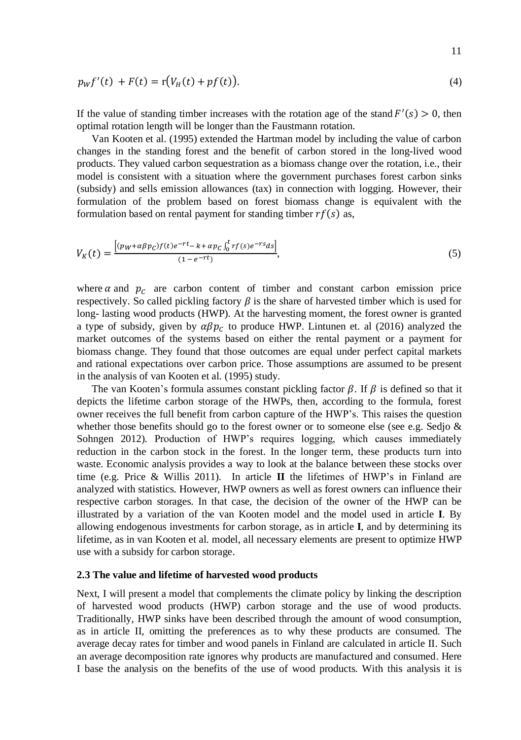$$p_W f'(t) + F(t) = \mathrm{r}\big(V_H(t) + pf(t)\big). \tag{4}$$

If the value of standing timber increases with the rotation age of the stand $F'(s) > 0$, then optimal rotation length will be longer than the Faustmann rotation.

Van Kooten et al. (1995) extended the Hartman model by including the value of carbon changes in the standing forest and the benefit of carbon stored in the long-lived wood products. They valued carbon sequestration as a biomass change over the rotation, i.e., their model is consistent with a situation where the government purchases forest carbon sinks (subsidy) and sells emission allowances (tax) in connection with logging. However, their formulation of the problem based on forest biomass change is equivalent with the formulation based on rental payment for standing timber $rf(s)$ as,

$$V_K(t) = \frac{\left[(p_W + \alpha\beta p_C)f(t)e^{-rt} - k + \alpha p_C \int_0^t rf(s)e^{-rs}ds\right]}{(1 - e^{-rt})}, \tag{5}$$

where $\alpha$ and $p_C$ are carbon content of timber and constant carbon emission price respectively. So called pickling factory $\beta$ is the share of harvested timber which is used for long- lasting wood products (HWP). At the harvesting moment, the forest owner is granted a type of subsidy, given by $\alpha\beta p_C$ to produce HWP. Lintunen et. al (2016) analyzed the market outcomes of the systems based on either the rental payment or a payment for biomass change. They found that those outcomes are equal under perfect capital markets and rational expectations over carbon price. Those assumptions are assumed to be present in the analysis of van Kooten et al. (1995) study.

The van Kooten's formula assumes constant pickling factor $\beta$. If $\beta$ is defined so that it depicts the lifetime carbon storage of the HWPs, then, according to the formula, forest owner receives the full benefit from carbon capture of the HWP's. This raises the question whether those benefits should go to the forest owner or to someone else (see e.g. Sedjo & Sohngen 2012). Production of HWP's requires logging, which causes immediately reduction in the carbon stock in the forest. In the longer term, these products turn into waste. Economic analysis provides a way to look at the balance between these stocks over time (e.g. Price & Willis 2011). In article **II** the lifetimes of HWP's in Finland are analyzed with statistics. However, HWP owners as well as forest owners can influence their respective carbon storages. In that case, the decision of the owner of the HWP can be illustrated by a variation of the van Kooten model and the model used in article **I**. By allowing endogenous investments for carbon storage, as in article **I**, and by determining its lifetime, as in van Kooten et al. model, all necessary elements are present to optimize HWP use with a subsidy for carbon storage.

### 2.3 The value and lifetime of harvested wood products

Next, I will present a model that complements the climate policy by linking the description of harvested wood products (HWP) carbon storage and the use of wood products. Traditionally, HWP sinks have been described through the amount of wood consumption, as in article II, omitting the preferences as to why these products are consumed. The average decay rates for timber and wood panels in Finland are calculated in article II. Such an average decomposition rate ignores why products are manufactured and consumed. Here I base the analysis on the benefits of the use of wood products. With this analysis it is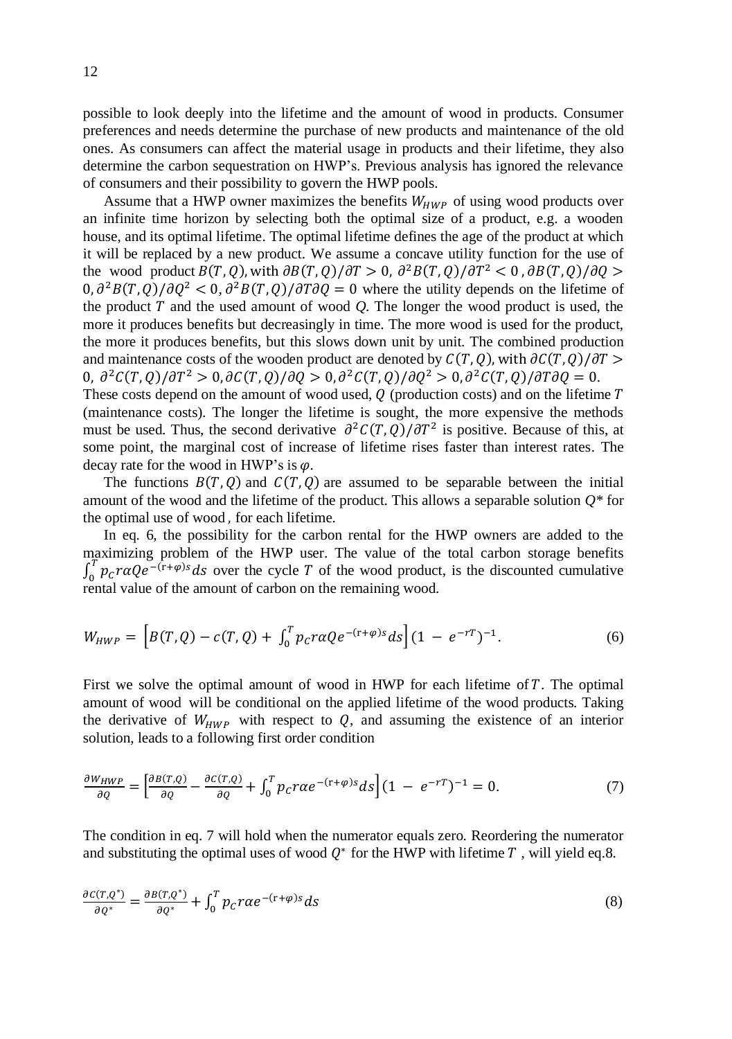possible to look deeply into the lifetime and the amount of wood in products. Consumer preferences and needs determine the purchase of new products and maintenance of the old ones. As consumers can affect the material usage in products and their lifetime, they also determine the carbon sequestration on HWP's. Previous analysis has ignored the relevance of consumers and their possibility to govern the HWP pools.

Assume that a HWP owner maximizes the benefits $W_{HWP}$ of using wood products over an infinite time horizon by selecting both the optimal size of a product, e.g. a wooden house, and its optimal lifetime. The optimal lifetime defines the age of the product at which it will be replaced by a new product. We assume a concave utility function for the use of the wood product $B(T,Q)$, with $\partial B(T,Q)/\partial T > 0$, $\partial^2 B(T,Q)/\partial T^2 < 0$, $\partial B(T,Q)/\partial Q > 0$, $\partial^2 B(T,Q)/\partial Q^2 < 0$, $\partial^2 B(T,Q)/\partial T \partial Q = 0$ where the utility depends on the lifetime of the product $T$ and the used amount of wood $Q$. The longer the wood product is used, the more it produces benefits but decreasingly in time. The more wood is used for the product, the more it produces benefits, but this slows down unit by unit. The combined production and maintenance costs of the wooden product are denoted by $C(T,Q)$, with $\partial C(T,Q)/\partial T > 0$, $\partial^2 C(T,Q)/\partial T^2 > 0$, $\partial C(T,Q)/\partial Q > 0$, $\partial^2 C(T,Q)/\partial Q^2 > 0$, $\partial^2 C(T,Q)/\partial T \partial Q = 0$.
These costs depend on the amount of wood used, $Q$ (production costs) and on the lifetime $T$ (maintenance costs). The longer the lifetime is sought, the more expensive the methods must be used. Thus, the second derivative $\partial^2 C(T,Q)/\partial T^2$ is positive. Because of this, at some point, the marginal cost of increase of lifetime rises faster than interest rates. The decay rate for the wood in HWP's is $\varphi$.

The functions $B(T,Q)$ and $C(T,Q)$ are assumed to be separable between the initial amount of the wood and the lifetime of the product. This allows a separable solution $Q^*$ for the optimal use of wood , for each lifetime.

In eq. 6, the possibility for the carbon rental for the HWP owners are added to the maximizing problem of the HWP user. The value of the total carbon storage benefits $\int_0^T p_C r\alpha Q e^{-(r+\varphi)s} ds$ over the cycle $T$ of the wood product, is the discounted cumulative rental value of the amount of carbon on the remaining wood.

$$W_{HWP} = \left[ B(T,Q) - c(T,Q) + \int_0^T p_C r\alpha Q e^{-(r+\varphi)s} ds \right] (1 - e^{-rT})^{-1}. \tag{6}$$

First we solve the optimal amount of wood in HWP for each lifetime of $T$. The optimal amount of wood will be conditional on the applied lifetime of the wood products. Taking the derivative of $W_{HWP}$ with respect to $Q$, and assuming the existence of an interior solution, leads to a following first order condition

$$\frac{\partial W_{HWP}}{\partial Q} = \left[ \frac{\partial B(T,Q)}{\partial Q} - \frac{\partial C(T,Q)}{\partial Q} + \int_0^T p_C r\alpha e^{-(r+\varphi)s} ds \right] (1 - e^{-rT})^{-1} = 0. \tag{7}$$

The condition in eq. 7 will hold when the numerator equals zero. Reordering the numerator and substituting the optimal uses of wood $Q^*$ for the HWP with lifetime $T$ , will yield eq.8.

$$\frac{\partial C(T,Q^*)}{\partial Q^*} = \frac{\partial B(T,Q^*)}{\partial Q^*} + \int_0^T p_C r\alpha e^{-(r+\varphi)s} ds \tag{8}$$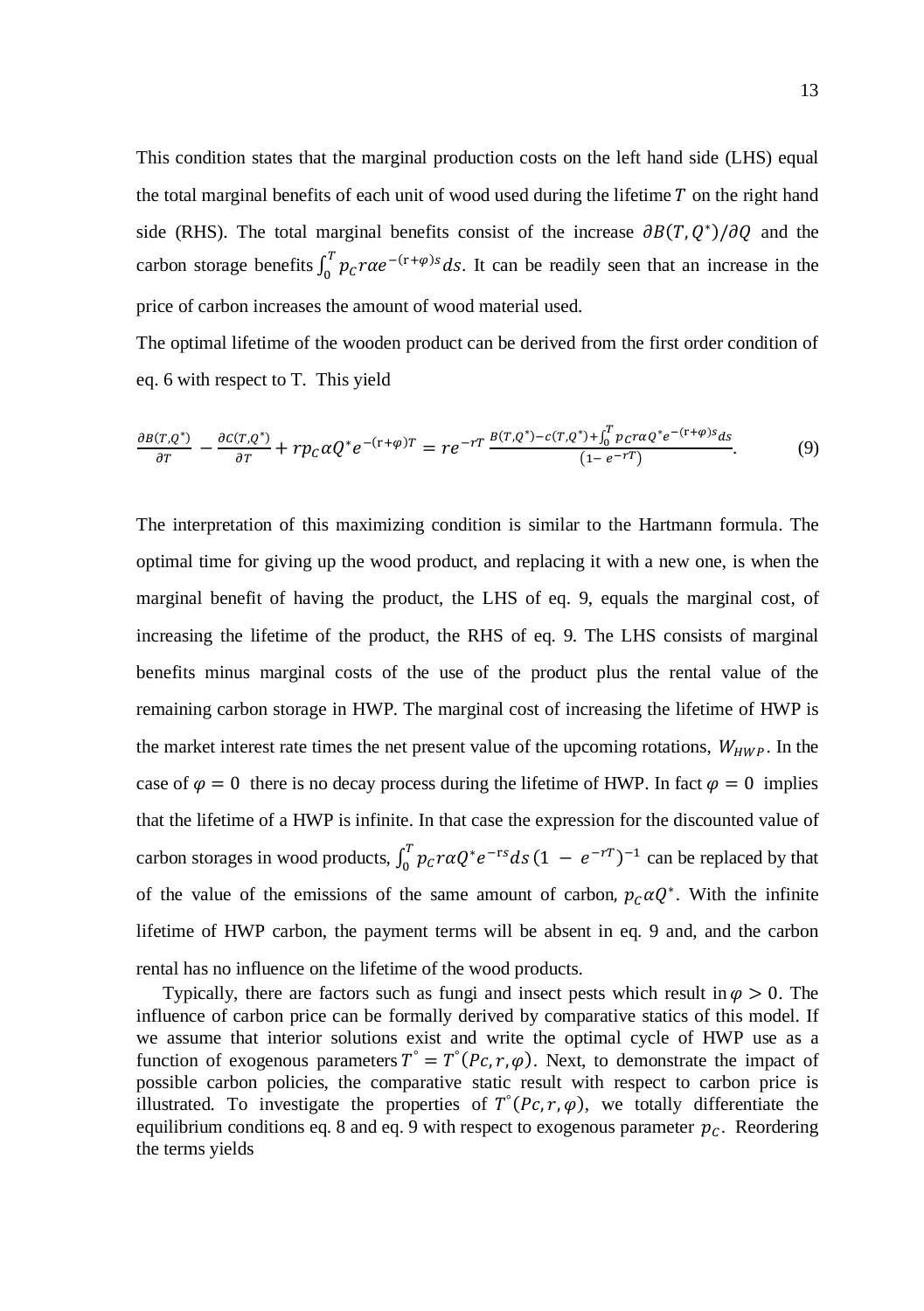This condition states that the marginal production costs on the left hand side (LHS) equal the total marginal benefits of each unit of wood used during the lifetime $T$ on the right hand side (RHS). The total marginal benefits consist of the increase $\partial B(T,Q^*)/\partial Q$ and the carbon storage benefits $\int_0^T p_C r\alpha e^{-(r+\varphi)s} ds$. It can be readily seen that an increase in the price of carbon increases the amount of wood material used.

The optimal lifetime of the wooden product can be derived from the first order condition of eq. 6 with respect to T. This yield

$$\frac{\partial B(T,Q^*)}{\partial T} - \frac{\partial C(T,Q^*)}{\partial T} + rp_C\alpha Q^* e^{-(r+\varphi)T} = re^{-rT}\,\frac{B(T,Q^*) - c(T,Q^*) + \int_0^T p_C r\alpha Q^* e^{-(r+\varphi)s} ds}{\left(1 - e^{-rT}\right)}. \tag{9}$$

The interpretation of this maximizing condition is similar to the Hartmann formula. The optimal time for giving up the wood product, and replacing it with a new one, is when the marginal benefit of having the product, the LHS of eq. 9, equals the marginal cost, of increasing the lifetime of the product, the RHS of eq. 9. The LHS consists of marginal benefits minus marginal costs of the use of the product plus the rental value of the remaining carbon storage in HWP. The marginal cost of increasing the lifetime of HWP is the market interest rate times the net present value of the upcoming rotations, $W_{HWP}$. In the case of $\varphi = 0$ there is no decay process during the lifetime of HWP. In fact $\varphi = 0$ implies that the lifetime of a HWP is infinite. In that case the expression for the discounted value of carbon storages in wood products, $\int_0^T p_C r\alpha Q^* e^{-rs} ds\,(1 - e^{-rT})^{-1}$ can be replaced by that of the value of the emissions of the same amount of carbon, $p_C \alpha Q^*$. With the infinite lifetime of HWP carbon, the payment terms will be absent in eq. 9 and, and the carbon rental has no influence on the lifetime of the wood products.

Typically, there are factors such as fungi and insect pests which result in $\varphi > 0$. The influence of carbon price can be formally derived by comparative statics of this model. If we assume that interior solutions exist and write the optimal cycle of HWP use as a function of exogenous parameters $T^\circ = T^\circ(Pc, r, \varphi)$. Next, to demonstrate the impact of possible carbon policies, the comparative static result with respect to carbon price is illustrated. To investigate the properties of $T^\circ(Pc, r, \varphi)$, we totally differentiate the equilibrium conditions eq. 8 and eq. 9 with respect to exogenous parameter $p_C$. Reordering the terms yields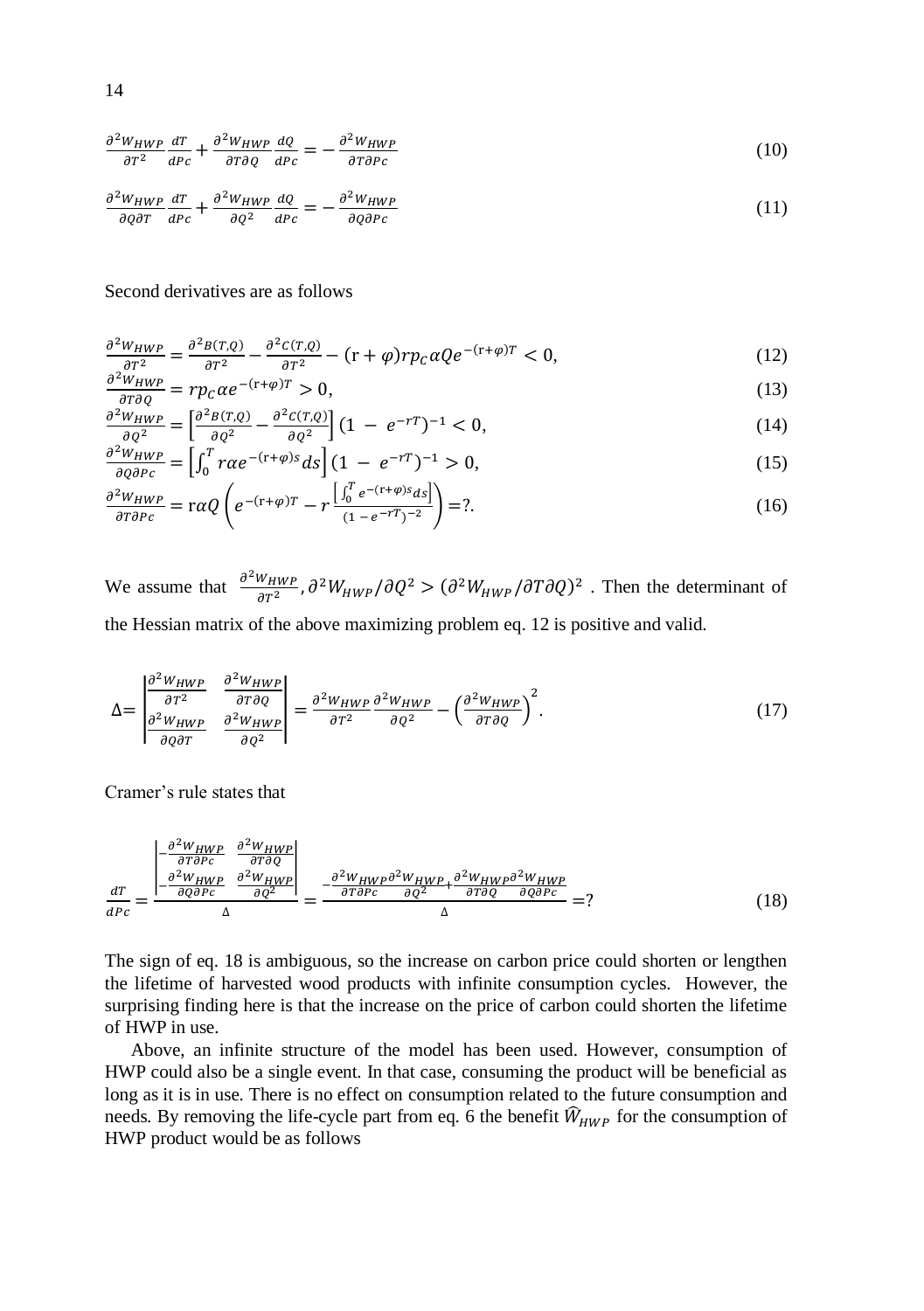$$\frac{\partial^2 W_{HWP}}{\partial T^2}\frac{dT}{dPc} + \frac{\partial^2 W_{HWP}}{\partial T \partial Q}\frac{dQ}{dPc} = -\frac{\partial^2 W_{HWP}}{\partial T \partial Pc} \tag{10}$$

$$\frac{\partial^2 W_{HWP}}{\partial Q \partial T}\frac{dT}{dPc} + \frac{\partial^2 W_{HWP}}{\partial Q^2}\frac{dQ}{dPc} = -\frac{\partial^2 W_{HWP}}{\partial Q \partial Pc} \tag{11}$$

Second derivatives are as follows

$$\frac{\partial^2 W_{HWP}}{\partial T^2} = \frac{\partial^2 B(T,Q)}{\partial T^2} - \frac{\partial^2 C(T,Q)}{\partial T^2} - (\mathrm{r}+\varphi) r p_C \alpha Q e^{-(\mathrm{r}+\varphi)T} < 0, \tag{12}$$

$$\frac{\partial^2 W_{HWP}}{\partial T \partial Q} = r p_C \alpha e^{-(\mathrm{r}+\varphi)T} > 0, \tag{13}$$

$$\frac{\partial^2 W_{HWP}}{\partial Q^2} = \left[\frac{\partial^2 B(T,Q)}{\partial Q^2} - \frac{\partial^2 C(T,Q)}{\partial Q^2}\right](1 - e^{-rT})^{-1} < 0, \tag{14}$$

$$\frac{\partial^2 W_{HWP}}{\partial Q \partial Pc} = \left[\int_0^T r\alpha e^{-(\mathrm{r}+\varphi)s} ds\right](1 - e^{-rT})^{-1} > 0, \tag{15}$$

$$\frac{\partial^2 W_{HWP}}{\partial T \partial Pc} = \mathrm{r}\alpha Q \left(e^{-(\mathrm{r}+\varphi)T} - r\frac{\left[\int_0^T e^{-(\mathrm{r}+\varphi)s} ds\right]}{(1 - e^{-rT})^{-2}}\right) = ?. \tag{16}$$

We assume that $\frac{\partial^2 W_{HWP}}{\partial T^2}, \partial^2 W_{HWP}/\partial Q^2 > (\partial^2 W_{HWP}/\partial T \partial Q)^2$ . Then the determinant of the Hessian matrix of the above maximizing problem eq. 12 is positive and valid.

$$\Delta = \begin{vmatrix} \frac{\partial^2 W_{HWP}}{\partial T^2} & \frac{\partial^2 W_{HWP}}{\partial T \partial Q} \\ \frac{\partial^2 W_{HWP}}{\partial Q \partial T} & \frac{\partial^2 W_{HWP}}{\partial Q^2} \end{vmatrix} = \frac{\partial^2 W_{HWP}}{\partial T^2}\frac{\partial^2 W_{HWP}}{\partial Q^2} - \left(\frac{\partial^2 W_{HWP}}{\partial T \partial Q}\right)^2. \tag{17}$$

Cramer's rule states that

$$\frac{dT}{dPc} = \frac{\begin{vmatrix} -\frac{\partial^2 W_{HWP}}{\partial T \partial Pc} & \frac{\partial^2 W_{HWP}}{\partial T \partial Q} \\ -\frac{\partial^2 W_{HWP}}{\partial Q \partial Pc} & \frac{\partial^2 W_{HWP}}{\partial Q^2} \end{vmatrix}}{\Delta} = \frac{-\frac{\partial^2 W_{HWP}}{\partial T \partial Pc}\frac{\partial^2 W_{HWP}}{\partial Q^2} + \frac{\partial^2 W_{HWP}}{\partial T \partial Q}\frac{\partial^2 W_{HWP}}{\partial Q \partial Pc}}{\Delta} = ? \tag{18}$$

The sign of eq. 18 is ambiguous, so the increase on carbon price could shorten or lengthen the lifetime of harvested wood products with infinite consumption cycles. However, the surprising finding here is that the increase on the price of carbon could shorten the lifetime of HWP in use.

Above, an infinite structure of the model has been used. However, consumption of HWP could also be a single event. In that case, consuming the product will be beneficial as long as it is in use. There is no effect on consumption related to the future consumption and needs. By removing the life-cycle part from eq. 6 the benefit $\widehat{W}_{HWP}$ for the consumption of HWP product would be as follows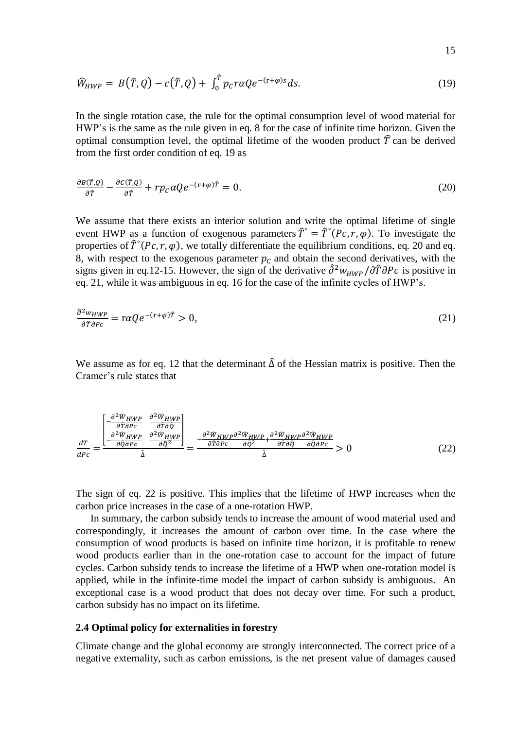$$\widehat{W}_{HWP} = B(\widehat{T}, Q) - c(\widehat{T}, Q) + \int_0^{\widehat{T}} p_C r\alpha Q e^{-(r+\varphi)s} ds. \tag{19}$$

In the single rotation case, the rule for the optimal consumption level of wood material for HWP's is the same as the rule given in eq. 8 for the case of infinite time horizon. Given the optimal consumption level, the optimal lifetime of the wooden product $\widehat{T}$ can be derived from the first order condition of eq. 19 as

$$\frac{\partial B(\widehat{T},Q)}{\partial \widehat{T}} - \frac{\partial C(\widehat{T},Q)}{\partial \widehat{T}} + rp_C\alpha Q e^{-(r+\varphi)\widehat{T}} = 0. \tag{20}$$

We assume that there exists an interior solution and write the optimal lifetime of single event HWP as a function of exogenous parameters $\widehat{T}^{\circ} = \widehat{T}^{\circ}(Pc, r, \varphi)$. To investigate the properties of $\widehat{T}^{\circ}(Pc, r, \varphi)$, we totally differentiate the equilibrium conditions, eq. 20 and eq. 8, with respect to the exogenous parameter $p_C$ and obtain the second derivatives, with the signs given in eq.12-15. However, the sign of the derivative $\hat{\partial}^2 w_{HWP}/\partial\widehat{T}\partial Pc$ is positive in eq. 21, while it was ambiguous in eq. 16 for the case of the infinite cycles of HWP's.

$$\frac{\hat{\partial}^2 w_{HWP}}{\partial \widehat{T} \partial Pc} = r\alpha Q e^{-(r+\varphi)\widehat{T}} > 0, \tag{21}$$

We assume as for eq. 12 that the determinant $\hat{\Delta}$ of the Hessian matrix is positive. Then the Cramer's rule states that

$$\frac{dT}{dPc} = \frac{\begin{bmatrix} -\frac{\partial^2 \widehat{W}_{HWP}}{\partial \widehat{T} \partial Pc} & \frac{\partial^2 \widehat{W}_{HWP}}{\partial \widehat{T} \partial \widehat{Q}} \\ -\frac{\partial^2 \widehat{W}_{HWP}}{\partial \widehat{Q} \partial Pc} & \frac{\partial^2 \widehat{W}_{HWP}}{\partial \widehat{Q}^2} \end{bmatrix}}{\hat{\Delta}} = \frac{-\frac{\partial^2 \widehat{W}_{HWP}}{\partial \widehat{T} \partial Pc}\frac{\partial^2 \widehat{W}_{HWP}}{\partial \widehat{Q}^2} + \frac{\partial^2 \widehat{W}_{HWP}}{\partial \widehat{T} \partial \widehat{Q}}\frac{\partial^2 \widehat{W}_{HWP}}{\partial \widehat{Q} \partial Pc}}{\hat{\Delta}} > 0 \tag{22}$$

The sign of eq. 22 is positive. This implies that the lifetime of HWP increases when the carbon price increases in the case of a one-rotation HWP.

In summary, the carbon subsidy tends to increase the amount of wood material used and correspondingly, it increases the amount of carbon over time. In the case where the consumption of wood products is based on infinite time horizon, it is profitable to renew wood products earlier than in the one-rotation case to account for the impact of future cycles. Carbon subsidy tends to increase the lifetime of a HWP when one-rotation model is applied, while in the infinite-time model the impact of carbon subsidy is ambiguous. An exceptional case is a wood product that does not decay over time. For such a product, carbon subsidy has no impact on its lifetime.

### 2.4 Optimal policy for externalities in forestry

Climate change and the global economy are strongly interconnected. The correct price of a negative externality, such as carbon emissions, is the net present value of damages caused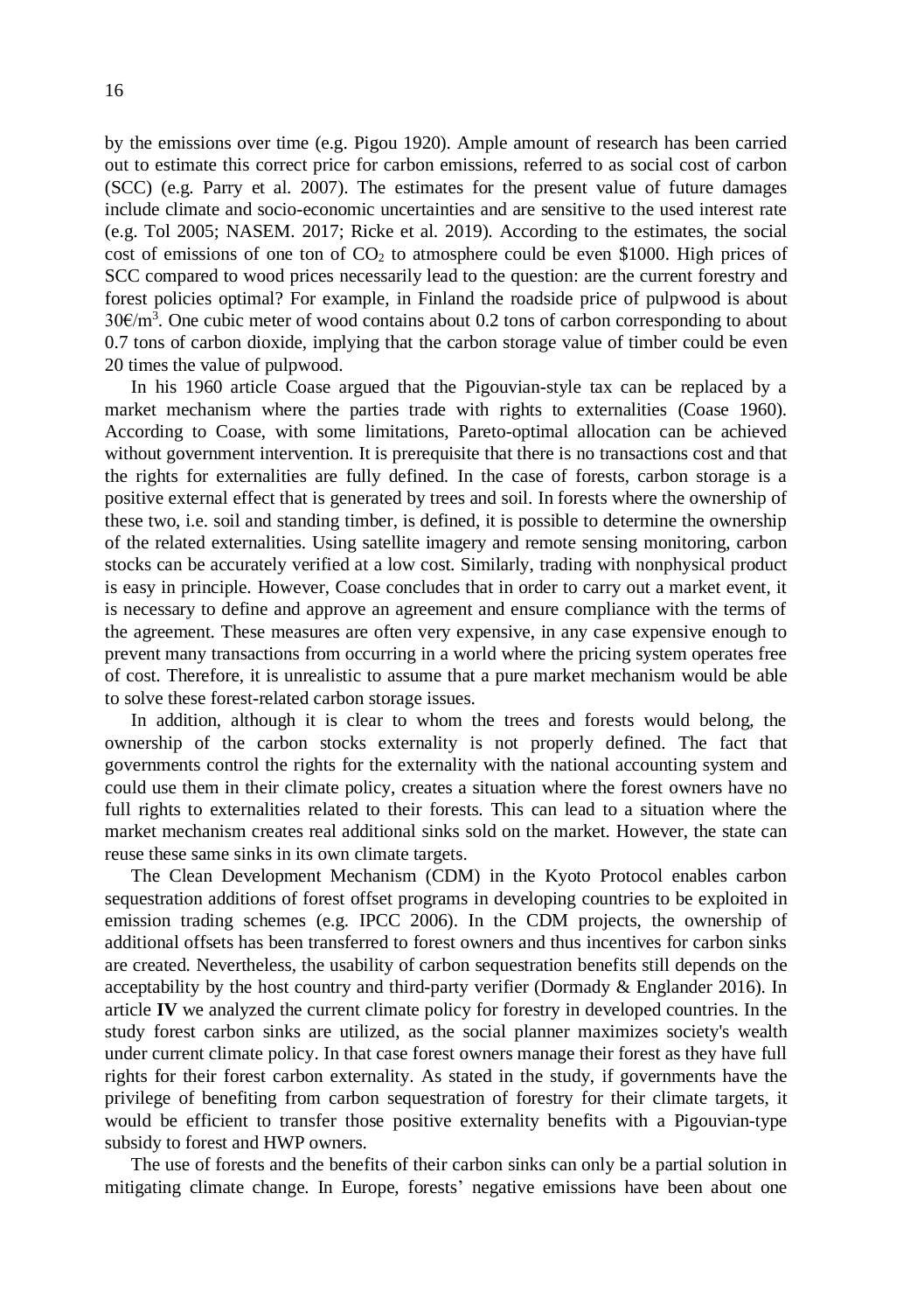by the emissions over time (e.g. Pigou 1920). Ample amount of research has been carried out to estimate this correct price for carbon emissions, referred to as social cost of carbon (SCC) (e.g. Parry et al. 2007). The estimates for the present value of future damages include climate and socio-economic uncertainties and are sensitive to the used interest rate (e.g. Tol 2005; NASEM. 2017; Ricke et al. 2019). According to the estimates, the social cost of emissions of one ton of $CO_2$ to atmosphere could be even \$1000. High prices of SCC compared to wood prices necessarily lead to the question: are the current forestry and forest policies optimal? For example, in Finland the roadside price of pulpwood is about 30€/m$^3$. One cubic meter of wood contains about 0.2 tons of carbon corresponding to about 0.7 tons of carbon dioxide, implying that the carbon storage value of timber could be even 20 times the value of pulpwood.

In his 1960 article Coase argued that the Pigouvian-style tax can be replaced by a market mechanism where the parties trade with rights to externalities (Coase 1960). According to Coase, with some limitations, Pareto-optimal allocation can be achieved without government intervention. It is prerequisite that there is no transactions cost and that the rights for externalities are fully defined. In the case of forests, carbon storage is a positive external effect that is generated by trees and soil. In forests where the ownership of these two, i.e. soil and standing timber, is defined, it is possible to determine the ownership of the related externalities. Using satellite imagery and remote sensing monitoring, carbon stocks can be accurately verified at a low cost. Similarly, trading with nonphysical product is easy in principle. However, Coase concludes that in order to carry out a market event, it is necessary to define and approve an agreement and ensure compliance with the terms of the agreement. These measures are often very expensive, in any case expensive enough to prevent many transactions from occurring in a world where the pricing system operates free of cost. Therefore, it is unrealistic to assume that a pure market mechanism would be able to solve these forest-related carbon storage issues.

In addition, although it is clear to whom the trees and forests would belong, the ownership of the carbon stocks externality is not properly defined. The fact that governments control the rights for the externality with the national accounting system and could use them in their climate policy, creates a situation where the forest owners have no full rights to externalities related to their forests. This can lead to a situation where the market mechanism creates real additional sinks sold on the market. However, the state can reuse these same sinks in its own climate targets.

The Clean Development Mechanism (CDM) in the Kyoto Protocol enables carbon sequestration additions of forest offset programs in developing countries to be exploited in emission trading schemes (e.g. IPCC 2006). In the CDM projects, the ownership of additional offsets has been transferred to forest owners and thus incentives for carbon sinks are created. Nevertheless, the usability of carbon sequestration benefits still depends on the acceptability by the host country and third-party verifier (Dormady & Englander 2016). In article **IV** we analyzed the current climate policy for forestry in developed countries. In the study forest carbon sinks are utilized, as the social planner maximizes society's wealth under current climate policy. In that case forest owners manage their forest as they have full rights for their forest carbon externality. As stated in the study, if governments have the privilege of benefiting from carbon sequestration of forestry for their climate targets, it would be efficient to transfer those positive externality benefits with a Pigouvian-type subsidy to forest and HWP owners.

The use of forests and the benefits of their carbon sinks can only be a partial solution in mitigating climate change. In Europe, forests' negative emissions have been about one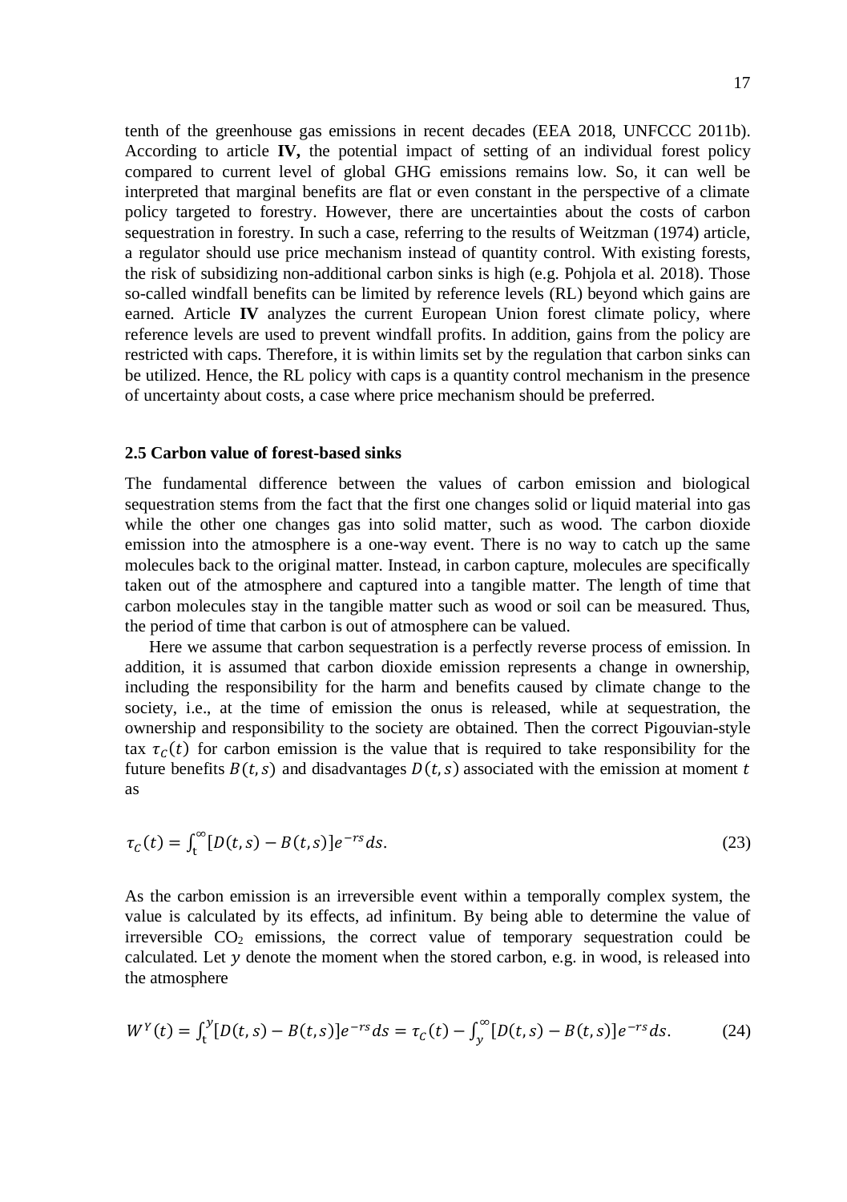tenth of the greenhouse gas emissions in recent decades (EEA 2018, UNFCCC 2011b). According to article **IV,** the potential impact of setting of an individual forest policy compared to current level of global GHG emissions remains low. So, it can well be interpreted that marginal benefits are flat or even constant in the perspective of a climate policy targeted to forestry. However, there are uncertainties about the costs of carbon sequestration in forestry. In such a case, referring to the results of Weitzman (1974) article, a regulator should use price mechanism instead of quantity control. With existing forests, the risk of subsidizing non-additional carbon sinks is high (e.g. Pohjola et al. 2018). Those so-called windfall benefits can be limited by reference levels (RL) beyond which gains are earned. Article **IV** analyzes the current European Union forest climate policy, where reference levels are used to prevent windfall profits. In addition, gains from the policy are restricted with caps. Therefore, it is within limits set by the regulation that carbon sinks can be utilized. Hence, the RL policy with caps is a quantity control mechanism in the presence of uncertainty about costs, a case where price mechanism should be preferred.

### 2.5 Carbon value of forest-based sinks

The fundamental difference between the values of carbon emission and biological sequestration stems from the fact that the first one changes solid or liquid material into gas while the other one changes gas into solid matter, such as wood. The carbon dioxide emission into the atmosphere is a one-way event. There is no way to catch up the same molecules back to the original matter. Instead, in carbon capture, molecules are specifically taken out of the atmosphere and captured into a tangible matter. The length of time that carbon molecules stay in the tangible matter such as wood or soil can be measured. Thus, the period of time that carbon is out of atmosphere can be valued.

Here we assume that carbon sequestration is a perfectly reverse process of emission. In addition, it is assumed that carbon dioxide emission represents a change in ownership, including the responsibility for the harm and benefits caused by climate change to the society, i.e., at the time of emission the onus is released, while at sequestration, the ownership and responsibility to the society are obtained. Then the correct Pigouvian-style tax $\tau_C(t)$ for carbon emission is the value that is required to take responsibility for the future benefits $B(t,s)$ and disadvantages $D(t,s)$ associated with the emission at moment $t$ as

$$\tau_C(t) = \int_t^{\infty} [D(t,s) - B(t,s)] e^{-rs} ds. \tag{23}$$

As the carbon emission is an irreversible event within a temporally complex system, the value is calculated by its effects, ad infinitum. By being able to determine the value of irreversible $CO_2$ emissions, the correct value of temporary sequestration could be calculated. Let $y$ denote the moment when the stored carbon, e.g. in wood, is released into the atmosphere

$$W^Y(t) = \int_t^{y} [D(t,s) - B(t,s)] e^{-rs} ds = \tau_C(t) - \int_y^{\infty} [D(t,s) - B(t,s)] e^{-rs} ds. \tag{24}$$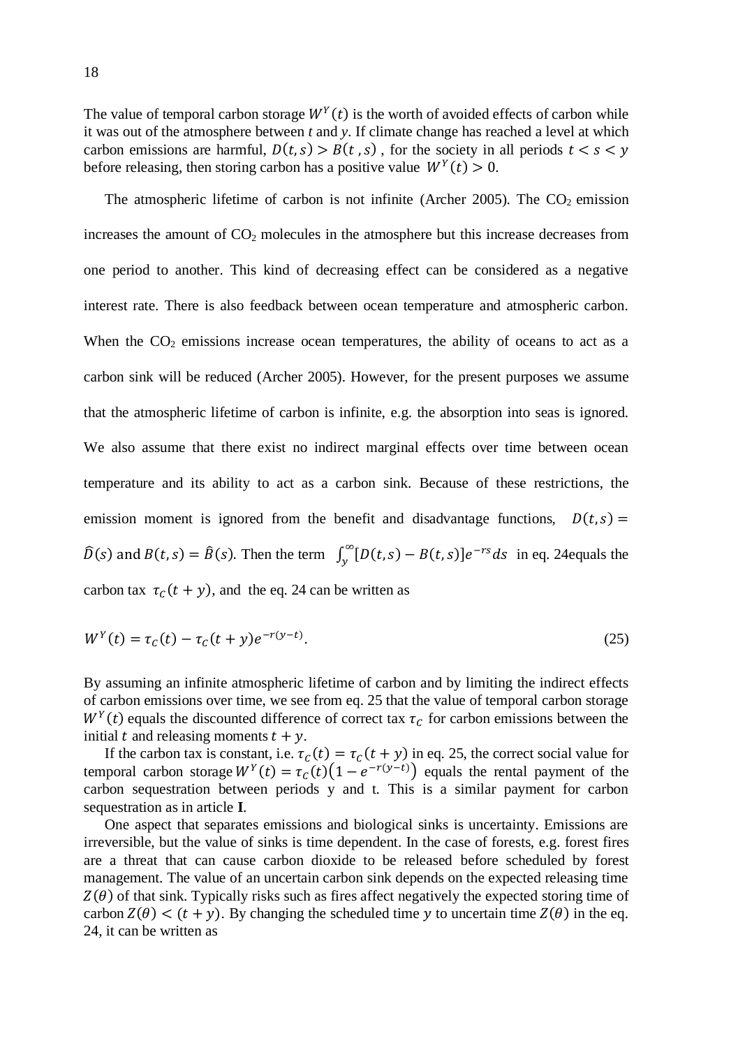The value of temporal carbon storage $W^Y(t)$ is the worth of avoided effects of carbon while it was out of the atmosphere between *t* and *y*. If climate change has reached a level at which carbon emissions are harmful, $D(t,s) > B(t\,,s)$ , for the society in all periods $t < s < y$ before releasing, then storing carbon has a positive value $W^Y(t) > 0$.

The atmospheric lifetime of carbon is not infinite (Archer 2005). The $CO_2$ emission increases the amount of $CO_2$ molecules in the atmosphere but this increase decreases from one period to another. This kind of decreasing effect can be considered as a negative interest rate. There is also feedback between ocean temperature and atmospheric carbon. When the $CO_2$ emissions increase ocean temperatures, the ability of oceans to act as a carbon sink will be reduced (Archer 2005). However, for the present purposes we assume that the atmospheric lifetime of carbon is infinite, e.g. the absorption into seas is ignored. We also assume that there exist no indirect marginal effects over time between ocean temperature and its ability to act as a carbon sink. Because of these restrictions, the emission moment is ignored from the benefit and disadvantage functions, $D(t,s) = \widehat{D}(s)$ and $B(t,s) = \widehat{B}(s)$. Then the term $\int_y^\infty [D(t,s) - B(t,s)]e^{-rs}ds$ in eq. 24equals the carbon tax $\tau_C(t+y)$, and the eq. 24 can be written as

$$W^Y(t) = \tau_C(t) - \tau_C(t+y)e^{-r(y-t)}. \tag{25}$$

By assuming an infinite atmospheric lifetime of carbon and by limiting the indirect effects of carbon emissions over time, we see from eq. 25 that the value of temporal carbon storage $W^Y(t)$ equals the discounted difference of correct tax $\tau_C$ for carbon emissions between the initial $t$ and releasing moments $t + y$.

If the carbon tax is constant, i.e. $\tau_C(t) = \tau_C(t+y)$ in eq. 25, the correct social value for temporal carbon storage $W^Y(t) = \tau_C(t)\left(1 - e^{-r(y-t)}\right)$ equals the rental payment of the carbon sequestration between periods y and t. This is a similar payment for carbon sequestration as in article **I**.

One aspect that separates emissions and biological sinks is uncertainty. Emissions are irreversible, but the value of sinks is time dependent. In the case of forests, e.g. forest fires are a threat that can cause carbon dioxide to be released before scheduled by forest management. The value of an uncertain carbon sink depends on the expected releasing time $Z(\theta)$ of that sink. Typically risks such as fires affect negatively the expected storing time of carbon $Z(\theta) < (t+y)$. By changing the scheduled time $y$ to uncertain time $Z(\theta)$ in the eq. 24, it can be written as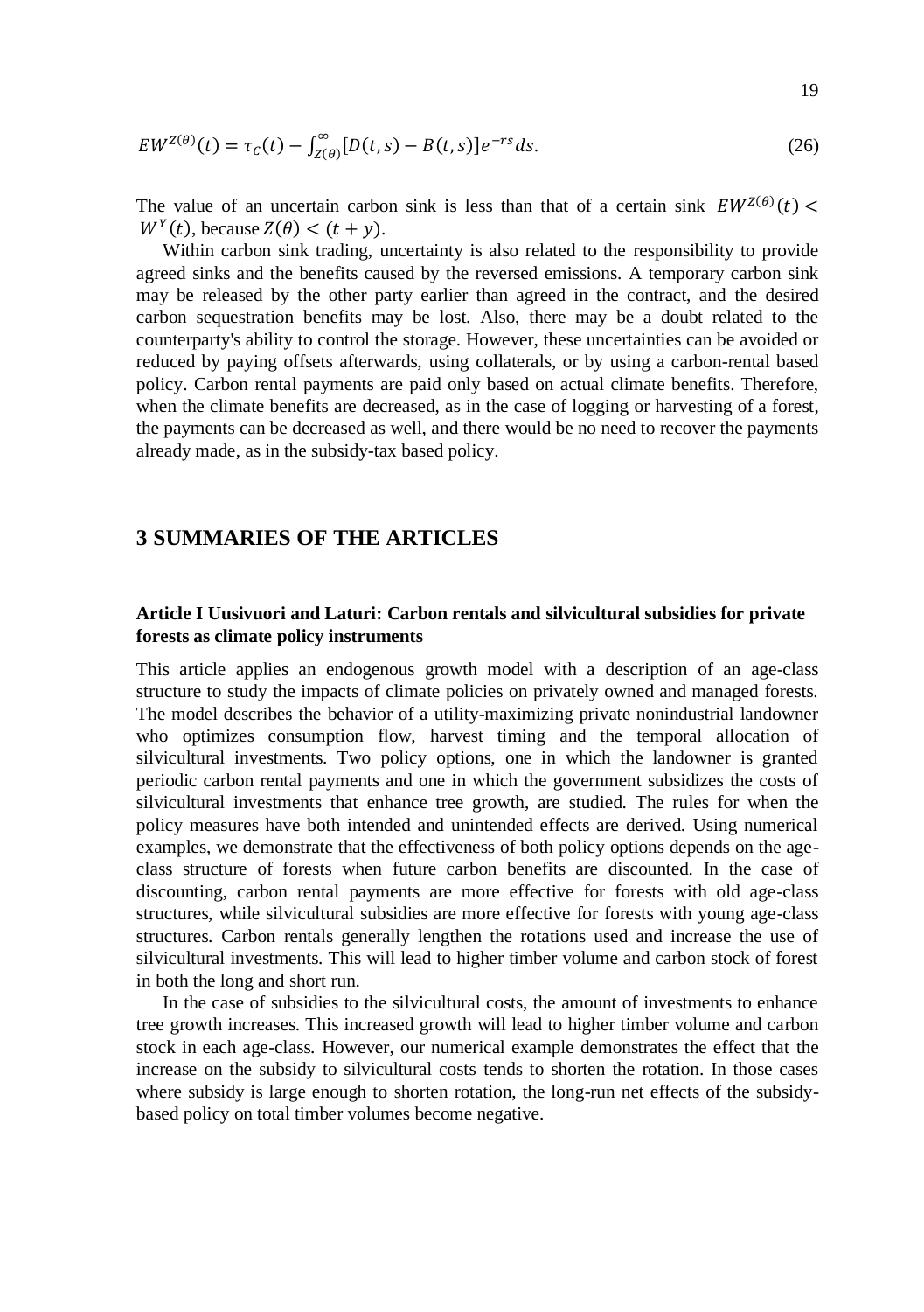$$EW^{Z(\theta)}(t) = \tau_C(t) - \int_{Z(\theta)}^{\infty} [D(t,s) - B(t,s)] e^{-rs} ds. \tag{26}$$

The value of an uncertain carbon sink is less than that of a certain sink $EW^{Z(\theta)}(t) < W^{Y}(t)$, because $Z(\theta) < (t + y)$.

Within carbon sink trading, uncertainty is also related to the responsibility to provide agreed sinks and the benefits caused by the reversed emissions. A temporary carbon sink may be released by the other party earlier than agreed in the contract, and the desired carbon sequestration benefits may be lost. Also, there may be a doubt related to the counterparty's ability to control the storage. However, these uncertainties can be avoided or reduced by paying offsets afterwards, using collaterals, or by using a carbon-rental based policy. Carbon rental payments are paid only based on actual climate benefits. Therefore, when the climate benefits are decreased, as in the case of logging or harvesting of a forest, the payments can be decreased as well, and there would be no need to recover the payments already made, as in the subsidy-tax based policy.

# 3 SUMMARIES OF THE ARTICLES

### Article I Uusivuori and Laturi: Carbon rentals and silvicultural subsidies for private forests as climate policy instruments

This article applies an endogenous growth model with a description of an age-class structure to study the impacts of climate policies on privately owned and managed forests. The model describes the behavior of a utility-maximizing private nonindustrial landowner who optimizes consumption flow, harvest timing and the temporal allocation of silvicultural investments. Two policy options, one in which the landowner is granted periodic carbon rental payments and one in which the government subsidizes the costs of silvicultural investments that enhance tree growth, are studied. The rules for when the policy measures have both intended and unintended effects are derived. Using numerical examples, we demonstrate that the effectiveness of both policy options depends on the age-class structure of forests when future carbon benefits are discounted. In the case of discounting, carbon rental payments are more effective for forests with old age-class structures, while silvicultural subsidies are more effective for forests with young age-class structures. Carbon rentals generally lengthen the rotations used and increase the use of silvicultural investments. This will lead to higher timber volume and carbon stock of forest in both the long and short run.

In the case of subsidies to the silvicultural costs, the amount of investments to enhance tree growth increases. This increased growth will lead to higher timber volume and carbon stock in each age-class. However, our numerical example demonstrates the effect that the increase on the subsidy to silvicultural costs tends to shorten the rotation. In those cases where subsidy is large enough to shorten rotation, the long-run net effects of the subsidy-based policy on total timber volumes become negative.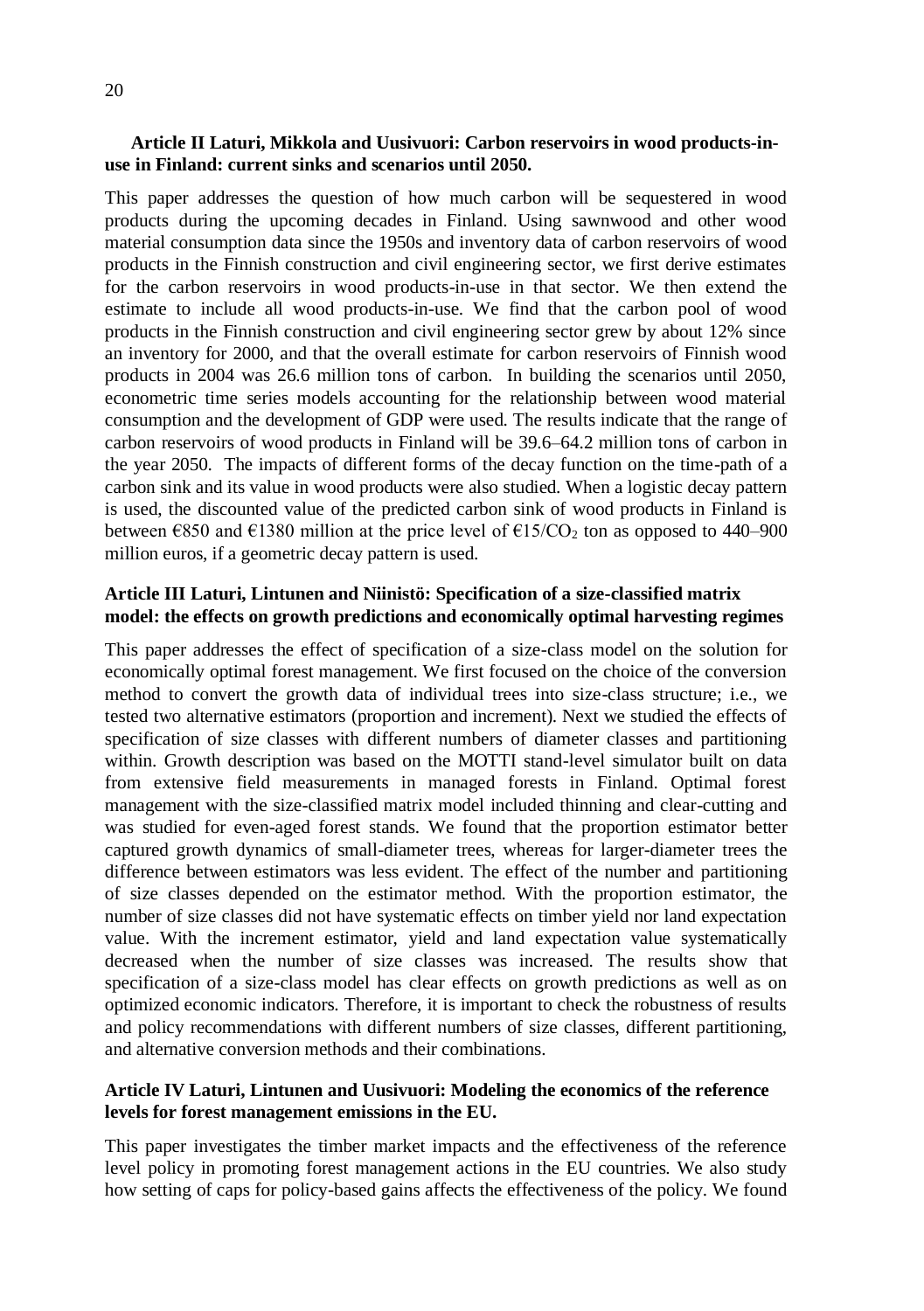**Article II Laturi, Mikkola and Uusivuori: Carbon reservoirs in wood products-in-use in Finland: current sinks and scenarios until 2050.**

This paper addresses the question of how much carbon will be sequestered in wood products during the upcoming decades in Finland. Using sawnwood and other wood material consumption data since the 1950s and inventory data of carbon reservoirs of wood products in the Finnish construction and civil engineering sector, we first derive estimates for the carbon reservoirs in wood products-in-use in that sector. We then extend the estimate to include all wood products-in-use. We find that the carbon pool of wood products in the Finnish construction and civil engineering sector grew by about 12% since an inventory for 2000, and that the overall estimate for carbon reservoirs of Finnish wood products in 2004 was 26.6 million tons of carbon. In building the scenarios until 2050, econometric time series models accounting for the relationship between wood material consumption and the development of GDP were used. The results indicate that the range of carbon reservoirs of wood products in Finland will be 39.6–64.2 million tons of carbon in the year 2050. The impacts of different forms of the decay function on the time-path of a carbon sink and its value in wood products were also studied. When a logistic decay pattern is used, the discounted value of the predicted carbon sink of wood products in Finland is between €850 and €1380 million at the price level of €15/$CO_2$ ton as opposed to 440–900 million euros, if a geometric decay pattern is used.

**Article III Laturi, Lintunen and Niinistö: Specification of a size-classified matrix model: the effects on growth predictions and economically optimal harvesting regimes**

This paper addresses the effect of specification of a size-class model on the solution for economically optimal forest management. We first focused on the choice of the conversion method to convert the growth data of individual trees into size-class structure; i.e., we tested two alternative estimators (proportion and increment). Next we studied the effects of specification of size classes with different numbers of diameter classes and partitioning within. Growth description was based on the MOTTI stand-level simulator built on data from extensive field measurements in managed forests in Finland. Optimal forest management with the size-classified matrix model included thinning and clear-cutting and was studied for even-aged forest stands. We found that the proportion estimator better captured growth dynamics of small-diameter trees, whereas for larger-diameter trees the difference between estimators was less evident. The effect of the number and partitioning of size classes depended on the estimator method. With the proportion estimator, the number of size classes did not have systematic effects on timber yield nor land expectation value. With the increment estimator, yield and land expectation value systematically decreased when the number of size classes was increased. The results show that specification of a size-class model has clear effects on growth predictions as well as on optimized economic indicators. Therefore, it is important to check the robustness of results and policy recommendations with different numbers of size classes, different partitioning, and alternative conversion methods and their combinations.

**Article IV Laturi, Lintunen and Uusivuori: Modeling the economics of the reference levels for forest management emissions in the EU.**

This paper investigates the timber market impacts and the effectiveness of the reference level policy in promoting forest management actions in the EU countries. We also study how setting of caps for policy-based gains affects the effectiveness of the policy. We found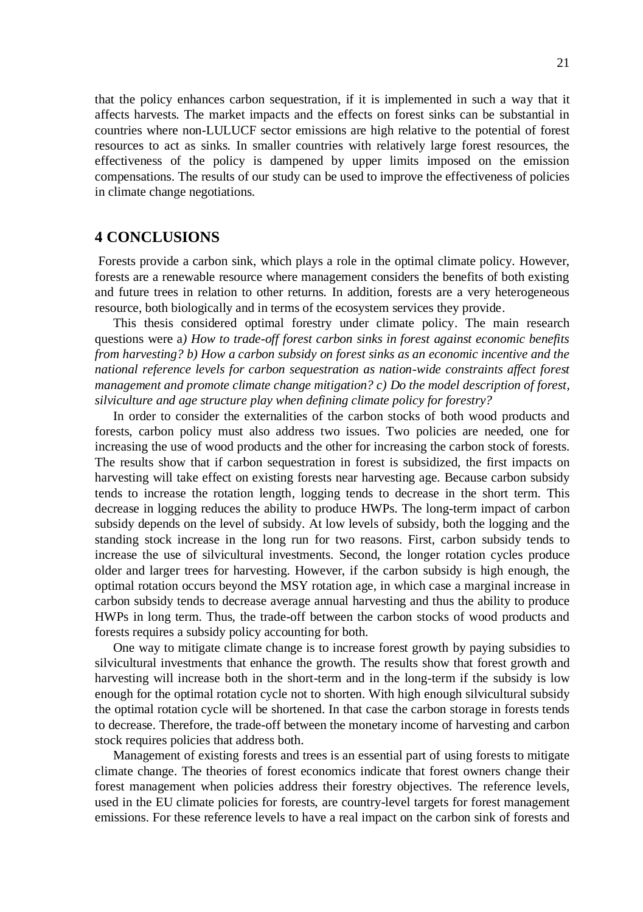that the policy enhances carbon sequestration, if it is implemented in such a way that it affects harvests. The market impacts and the effects on forest sinks can be substantial in countries where non-LULUCF sector emissions are high relative to the potential of forest resources to act as sinks. In smaller countries with relatively large forest resources, the effectiveness of the policy is dampened by upper limits imposed on the emission compensations. The results of our study can be used to improve the effectiveness of policies in climate change negotiations.

## 4 CONCLUSIONS

Forests provide a carbon sink, which plays a role in the optimal climate policy. However, forests are a renewable resource where management considers the benefits of both existing and future trees in relation to other returns. In addition, forests are a very heterogeneous resource, both biologically and in terms of the ecosystem services they provide.

This thesis considered optimal forestry under climate policy. The main research questions were a*) How to trade-off forest carbon sinks in forest against economic benefits from harvesting? b) How a carbon subsidy on forest sinks as an economic incentive and the national reference levels for carbon sequestration as nation-wide constraints affect forest management and promote climate change mitigation? c) Do the model description of forest, silviculture and age structure play when defining climate policy for forestry?*

In order to consider the externalities of the carbon stocks of both wood products and forests, carbon policy must also address two issues. Two policies are needed, one for increasing the use of wood products and the other for increasing the carbon stock of forests. The results show that if carbon sequestration in forest is subsidized, the first impacts on harvesting will take effect on existing forests near harvesting age. Because carbon subsidy tends to increase the rotation length, logging tends to decrease in the short term. This decrease in logging reduces the ability to produce HWPs. The long-term impact of carbon subsidy depends on the level of subsidy. At low levels of subsidy, both the logging and the standing stock increase in the long run for two reasons. First, carbon subsidy tends to increase the use of silvicultural investments. Second, the longer rotation cycles produce older and larger trees for harvesting. However, if the carbon subsidy is high enough, the optimal rotation occurs beyond the MSY rotation age, in which case a marginal increase in carbon subsidy tends to decrease average annual harvesting and thus the ability to produce HWPs in long term. Thus, the trade-off between the carbon stocks of wood products and forests requires a subsidy policy accounting for both.

One way to mitigate climate change is to increase forest growth by paying subsidies to silvicultural investments that enhance the growth. The results show that forest growth and harvesting will increase both in the short-term and in the long-term if the subsidy is low enough for the optimal rotation cycle not to shorten. With high enough silvicultural subsidy the optimal rotation cycle will be shortened. In that case the carbon storage in forests tends to decrease. Therefore, the trade-off between the monetary income of harvesting and carbon stock requires policies that address both.

Management of existing forests and trees is an essential part of using forests to mitigate climate change. The theories of forest economics indicate that forest owners change their forest management when policies address their forestry objectives. The reference levels, used in the EU climate policies for forests, are country-level targets for forest management emissions. For these reference levels to have a real impact on the carbon sink of forests and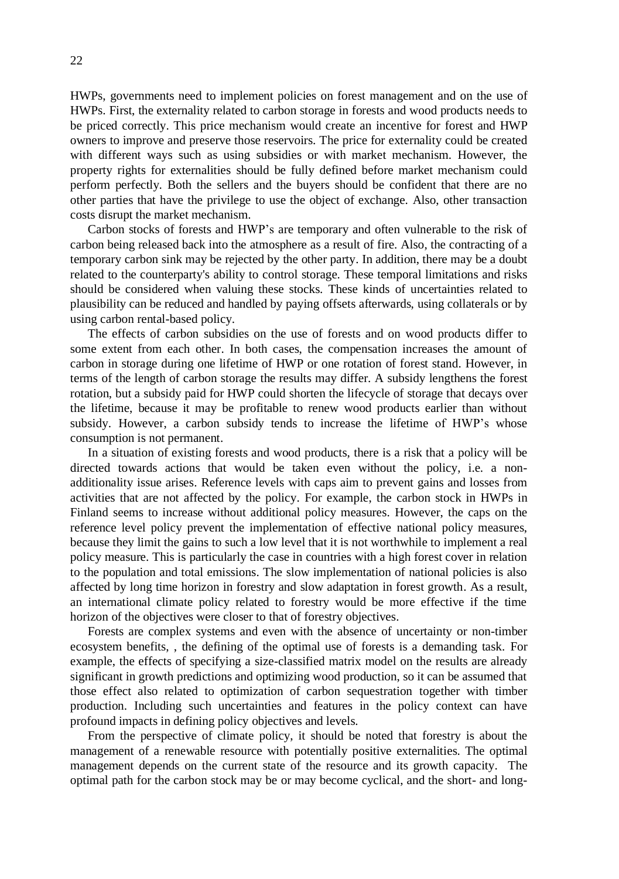HWPs, governments need to implement policies on forest management and on the use of HWPs. First, the externality related to carbon storage in forests and wood products needs to be priced correctly. This price mechanism would create an incentive for forest and HWP owners to improve and preserve those reservoirs. The price for externality could be created with different ways such as using subsidies or with market mechanism. However, the property rights for externalities should be fully defined before market mechanism could perform perfectly. Both the sellers and the buyers should be confident that there are no other parties that have the privilege to use the object of exchange. Also, other transaction costs disrupt the market mechanism.

Carbon stocks of forests and HWP's are temporary and often vulnerable to the risk of carbon being released back into the atmosphere as a result of fire. Also, the contracting of a temporary carbon sink may be rejected by the other party. In addition, there may be a doubt related to the counterparty's ability to control storage. These temporal limitations and risks should be considered when valuing these stocks. These kinds of uncertainties related to plausibility can be reduced and handled by paying offsets afterwards, using collaterals or by using carbon rental-based policy.

The effects of carbon subsidies on the use of forests and on wood products differ to some extent from each other. In both cases, the compensation increases the amount of carbon in storage during one lifetime of HWP or one rotation of forest stand. However, in terms of the length of carbon storage the results may differ. A subsidy lengthens the forest rotation, but a subsidy paid for HWP could shorten the lifecycle of storage that decays over the lifetime, because it may be profitable to renew wood products earlier than without subsidy. However, a carbon subsidy tends to increase the lifetime of HWP's whose consumption is not permanent.

In a situation of existing forests and wood products, there is a risk that a policy will be directed towards actions that would be taken even without the policy, i.e. a non-additionality issue arises. Reference levels with caps aim to prevent gains and losses from activities that are not affected by the policy. For example, the carbon stock in HWPs in Finland seems to increase without additional policy measures. However, the caps on the reference level policy prevent the implementation of effective national policy measures, because they limit the gains to such a low level that it is not worthwhile to implement a real policy measure. This is particularly the case in countries with a high forest cover in relation to the population and total emissions. The slow implementation of national policies is also affected by long time horizon in forestry and slow adaptation in forest growth. As a result, an international climate policy related to forestry would be more effective if the time horizon of the objectives were closer to that of forestry objectives.

Forests are complex systems and even with the absence of uncertainty or non-timber ecosystem benefits, , the defining of the optimal use of forests is a demanding task. For example, the effects of specifying a size-classified matrix model on the results are already significant in growth predictions and optimizing wood production, so it can be assumed that those effect also related to optimization of carbon sequestration together with timber production. Including such uncertainties and features in the policy context can have profound impacts in defining policy objectives and levels.

From the perspective of climate policy, it should be noted that forestry is about the management of a renewable resource with potentially positive externalities. The optimal management depends on the current state of the resource and its growth capacity. The optimal path for the carbon stock may be or may become cyclical, and the short- and long-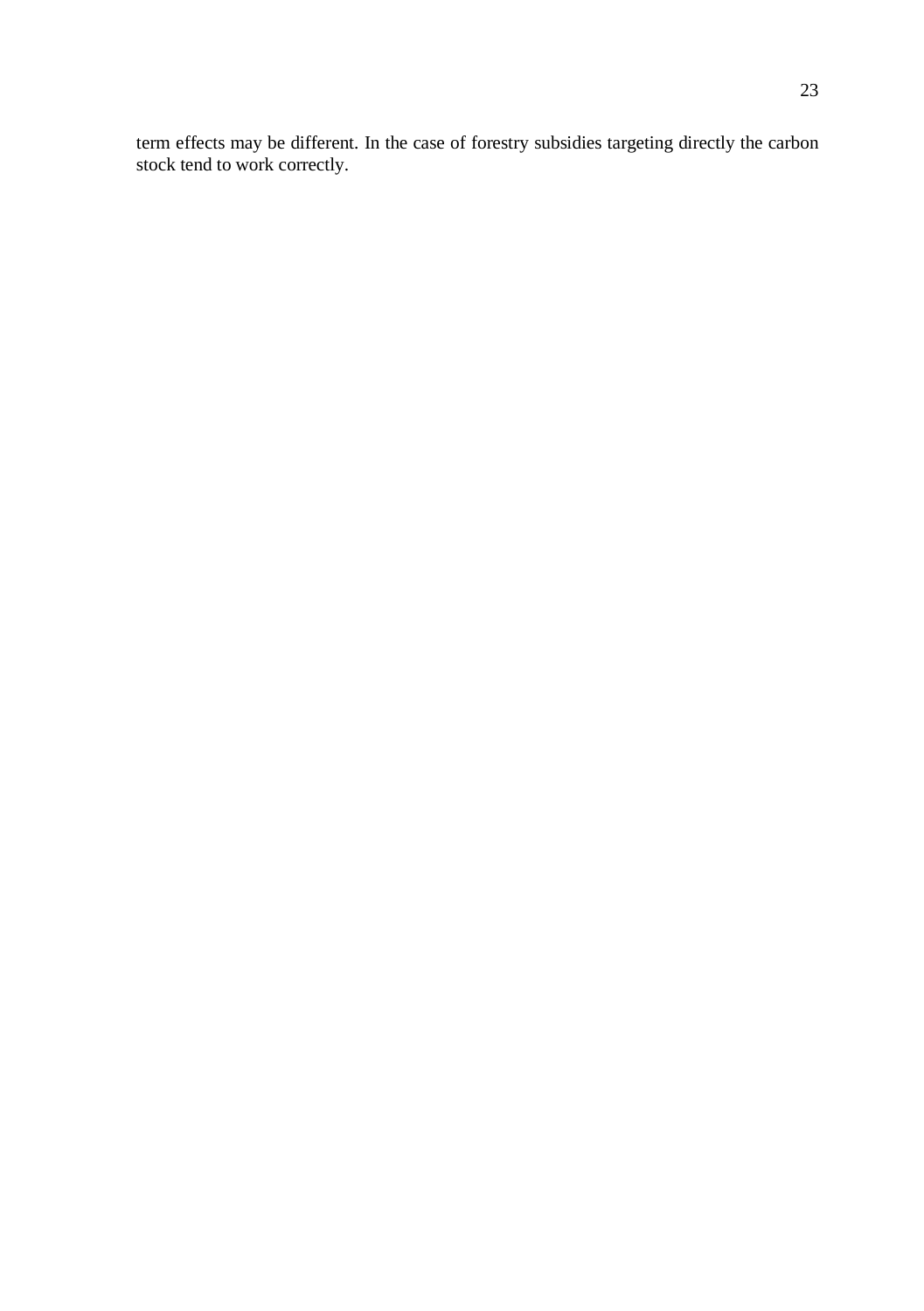term effects may be different. In the case of forestry subsidies targeting directly the carbon stock tend to work correctly.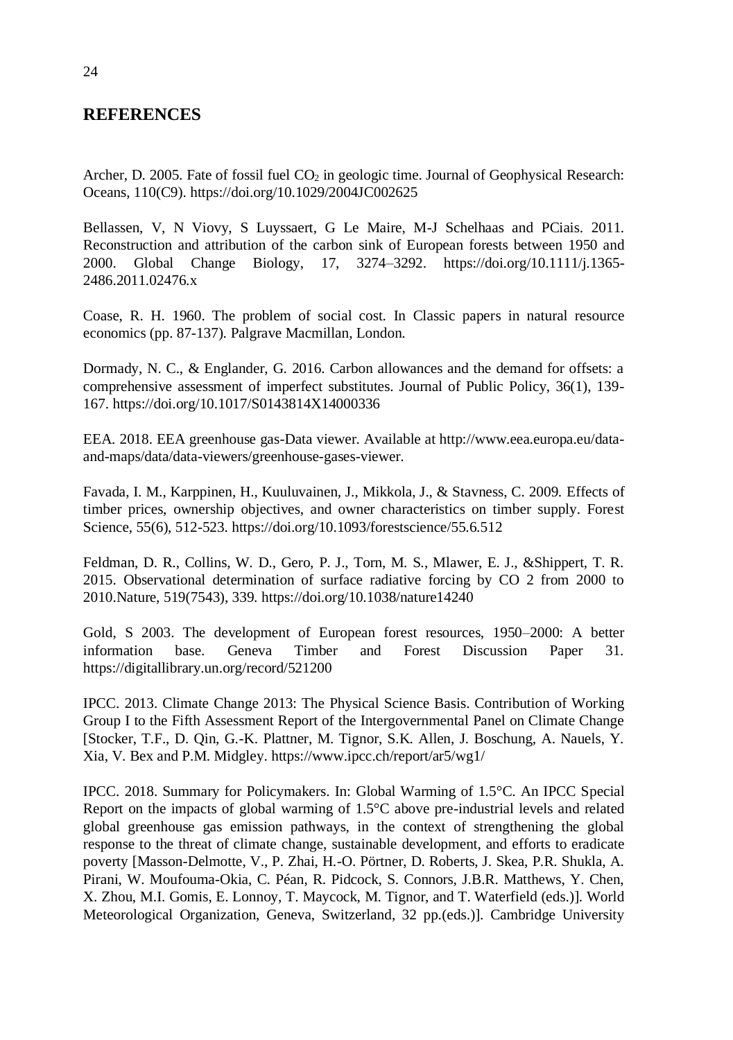## REFERENCES

Archer, D. 2005. Fate of fossil fuel $CO_2$ in geologic time. Journal of Geophysical Research: Oceans, 110(C9). https://doi.org/10.1029/2004JC002625

Bellassen, V, N Viovy, S Luyssaert, G Le Maire, M-J Schelhaas and PCiais. 2011. Reconstruction and attribution of the carbon sink of European forests between 1950 and 2000. Global Change Biology, 17, 3274–3292. https://doi.org/10.1111/j.1365-2486.2011.02476.x

Coase, R. H. 1960. The problem of social cost. In Classic papers in natural resource economics (pp. 87-137). Palgrave Macmillan, London.

Dormady, N. C., & Englander, G. 2016. Carbon allowances and the demand for offsets: a comprehensive assessment of imperfect substitutes. Journal of Public Policy, 36(1), 139-167. https://doi.org/10.1017/S0143814X14000336

EEA. 2018. EEA greenhouse gas-Data viewer. Available at http://www.eea.europa.eu/data-and-maps/data/data-viewers/greenhouse-gases-viewer.

Favada, I. M., Karppinen, H., Kuuluvainen, J., Mikkola, J., & Stavness, C. 2009. Effects of timber prices, ownership objectives, and owner characteristics on timber supply. Forest Science, 55(6), 512-523. https://doi.org/10.1093/forestscience/55.6.512

Feldman, D. R., Collins, W. D., Gero, P. J., Torn, M. S., Mlawer, E. J., &Shippert, T. R. 2015. Observational determination of surface radiative forcing by CO 2 from 2000 to 2010.Nature, 519(7543), 339. https://doi.org/10.1038/nature14240

Gold, S 2003. The development of European forest resources, 1950–2000: A better information base. Geneva Timber and Forest Discussion Paper 31. https://digitallibrary.un.org/record/521200

IPCC. 2013. Climate Change 2013: The Physical Science Basis. Contribution of Working Group I to the Fifth Assessment Report of the Intergovernmental Panel on Climate Change [Stocker, T.F., D. Qin, G.-K. Plattner, M. Tignor, S.K. Allen, J. Boschung, A. Nauels, Y. Xia, V. Bex and P.M. Midgley. https://www.ipcc.ch/report/ar5/wg1/

IPCC. 2018. Summary for Policymakers. In: Global Warming of 1.5°C. An IPCC Special Report on the impacts of global warming of 1.5°C above pre-industrial levels and related global greenhouse gas emission pathways, in the context of strengthening the global response to the threat of climate change, sustainable development, and efforts to eradicate poverty [Masson-Delmotte, V., P. Zhai, H.-O. Pörtner, D. Roberts, J. Skea, P.R. Shukla, A. Pirani, W. Moufouma-Okia, C. Péan, R. Pidcock, S. Connors, J.B.R. Matthews, Y. Chen, X. Zhou, M.I. Gomis, E. Lonnoy, T. Maycock, M. Tignor, and T. Waterfield (eds.)]. World Meteorological Organization, Geneva, Switzerland, 32 pp.(eds.)]. Cambridge University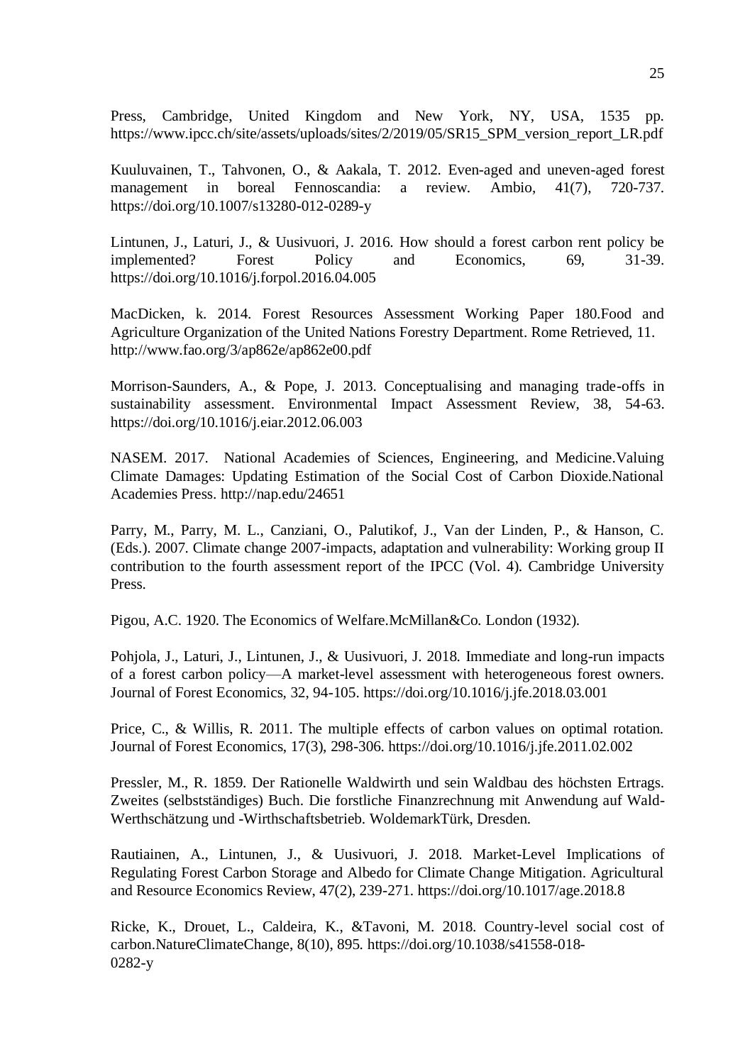Press, Cambridge, United Kingdom and New York, NY, USA, 1535 pp. https://www.ipcc.ch/site/assets/uploads/sites/2/2019/05/SR15_SPM_version_report_LR.pdf

Kuuluvainen, T., Tahvonen, O., & Aakala, T. 2012. Even-aged and uneven-aged forest management in boreal Fennoscandia: a review. Ambio, 41(7), 720-737. https://doi.org/10.1007/s13280-012-0289-y

Lintunen, J., Laturi, J., & Uusivuori, J. 2016. How should a forest carbon rent policy be implemented? Forest Policy and Economics, 69, 31-39. https://doi.org/10.1016/j.forpol.2016.04.005

MacDicken, k. 2014. Forest Resources Assessment Working Paper 180.Food and Agriculture Organization of the United Nations Forestry Department. Rome Retrieved, 11. http://www.fao.org/3/ap862e/ap862e00.pdf

Morrison-Saunders, A., & Pope, J. 2013. Conceptualising and managing trade-offs in sustainability assessment. Environmental Impact Assessment Review, 38, 54-63. https://doi.org/10.1016/j.eiar.2012.06.003

NASEM. 2017. National Academies of Sciences, Engineering, and Medicine.Valuing Climate Damages: Updating Estimation of the Social Cost of Carbon Dioxide.National Academies Press. http://nap.edu/24651

Parry, M., Parry, M. L., Canziani, O., Palutikof, J., Van der Linden, P., & Hanson, C. (Eds.). 2007. Climate change 2007-impacts, adaptation and vulnerability: Working group II contribution to the fourth assessment report of the IPCC (Vol. 4). Cambridge University Press.

Pigou, A.C. 1920. The Economics of Welfare.McMillan&Co. London (1932).

Pohjola, J., Laturi, J., Lintunen, J., & Uusivuori, J. 2018. Immediate and long-run impacts of a forest carbon policy—A market-level assessment with heterogeneous forest owners. Journal of Forest Economics, 32, 94-105. https://doi.org/10.1016/j.jfe.2018.03.001

Price, C., & Willis, R. 2011. The multiple effects of carbon values on optimal rotation. Journal of Forest Economics, 17(3), 298-306. https://doi.org/10.1016/j.jfe.2011.02.002

Pressler, M., R. 1859. Der Rationelle Waldwirth und sein Waldbau des höchsten Ertrags. Zweites (selbstständiges) Buch. Die forstliche Finanzrechnung mit Anwendung auf Wald-Werthschätzung und -Wirthschaftsbetrieb. WoldemarkTürk, Dresden.

Rautiainen, A., Lintunen, J., & Uusivuori, J. 2018. Market-Level Implications of Regulating Forest Carbon Storage and Albedo for Climate Change Mitigation. Agricultural and Resource Economics Review, 47(2), 239-271. https://doi.org/10.1017/age.2018.8

Ricke, K., Drouet, L., Caldeira, K., &Tavoni, M. 2018. Country-level social cost of carbon.NatureClimateChange, 8(10), 895. https://doi.org/10.1038/s41558-018-0282-y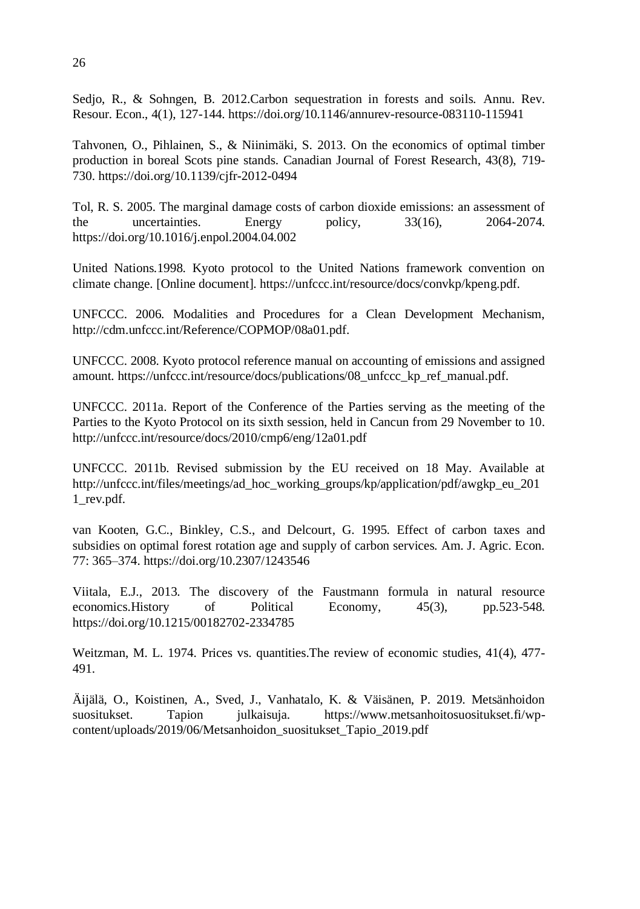Sedjo, R., & Sohngen, B. 2012.Carbon sequestration in forests and soils. Annu. Rev. Resour. Econ., 4(1), 127-144. https://doi.org/10.1146/annurev-resource-083110-115941

Tahvonen, O., Pihlainen, S., & Niinimäki, S. 2013. On the economics of optimal timber production in boreal Scots pine stands. Canadian Journal of Forest Research, 43(8), 719-730. https://doi.org/10.1139/cjfr-2012-0494

Tol, R. S. 2005. The marginal damage costs of carbon dioxide emissions: an assessment of the uncertainties. Energy policy, 33(16), 2064-2074. https://doi.org/10.1016/j.enpol.2004.04.002

United Nations.1998. Kyoto protocol to the United Nations framework convention on climate change. [Online document]. https://unfccc.int/resource/docs/convkp/kpeng.pdf.

UNFCCC. 2006. Modalities and Procedures for a Clean Development Mechanism, http://cdm.unfccc.int/Reference/COPMOP/08a01.pdf.

UNFCCC. 2008. Kyoto protocol reference manual on accounting of emissions and assigned amount. https://unfccc.int/resource/docs/publications/08_unfccc_kp_ref_manual.pdf.

UNFCCC. 2011a. Report of the Conference of the Parties serving as the meeting of the Parties to the Kyoto Protocol on its sixth session, held in Cancun from 29 November to 10. http://unfccc.int/resource/docs/2010/cmp6/eng/12a01.pdf

UNFCCC. 2011b. Revised submission by the EU received on 18 May. Available at http://unfccc.int/files/meetings/ad_hoc_working_groups/kp/application/pdf/awgkp_eu_2011_rev.pdf.

van Kooten, G.C., Binkley, C.S., and Delcourt, G. 1995. Effect of carbon taxes and subsidies on optimal forest rotation age and supply of carbon services. Am. J. Agric. Econ. 77: 365–374. https://doi.org/10.2307/1243546

Viitala, E.J., 2013. The discovery of the Faustmann formula in natural resource economics.History of Political Economy, 45(3), pp.523-548. https://doi.org/10.1215/00182702-2334785

Weitzman, M. L. 1974. Prices vs. quantities.The review of economic studies, 41(4), 477-491.

Äijälä, O., Koistinen, A., Sved, J., Vanhatalo, K. & Väisänen, P. 2019. Metsänhoidon suositukset. Tapion julkaisuja. https://www.metsanhoitosuositukset.fi/wp-content/uploads/2019/06/Metsanhoidon_suositukset_Tapio_2019.pdf